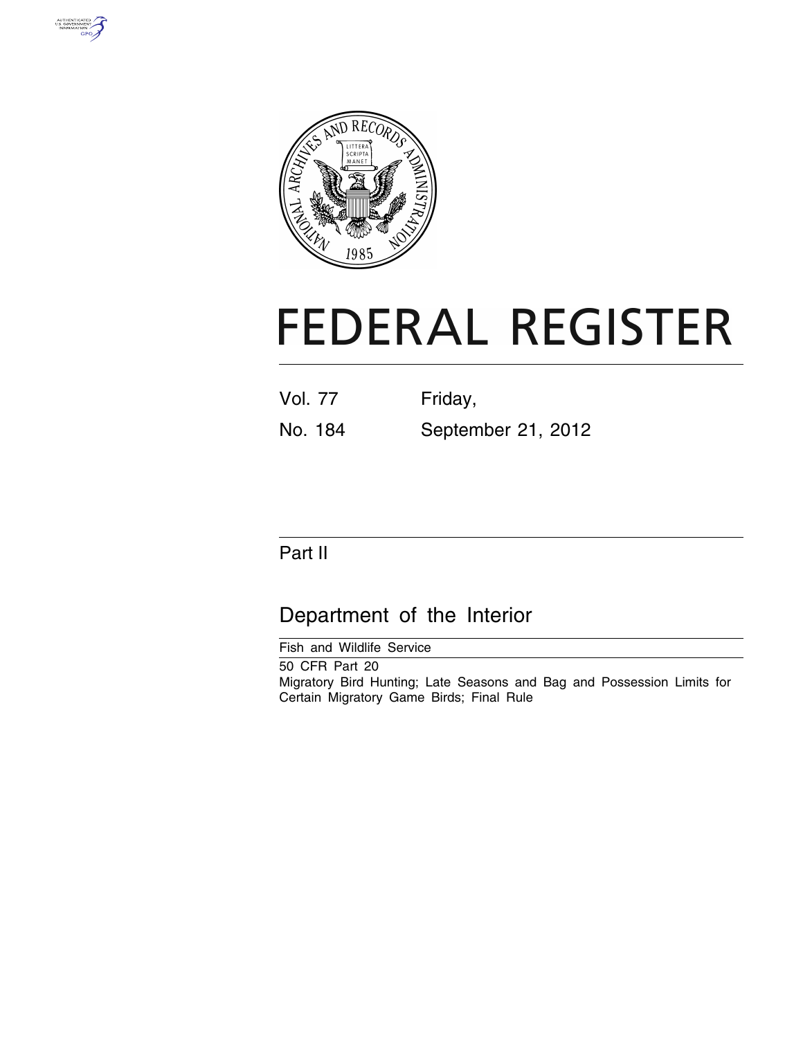# FEDERAL REGISTER

Vol. 77 Friday,

No. 184 September 21, 2012

## Part II

## Department of the Interior

Fish and Wildlife Service

50 CFR Part 20

Migratory Bird Hunting; Late Seasons and Bag and Possession Limits for Certain Migratory Game Birds; Final Rule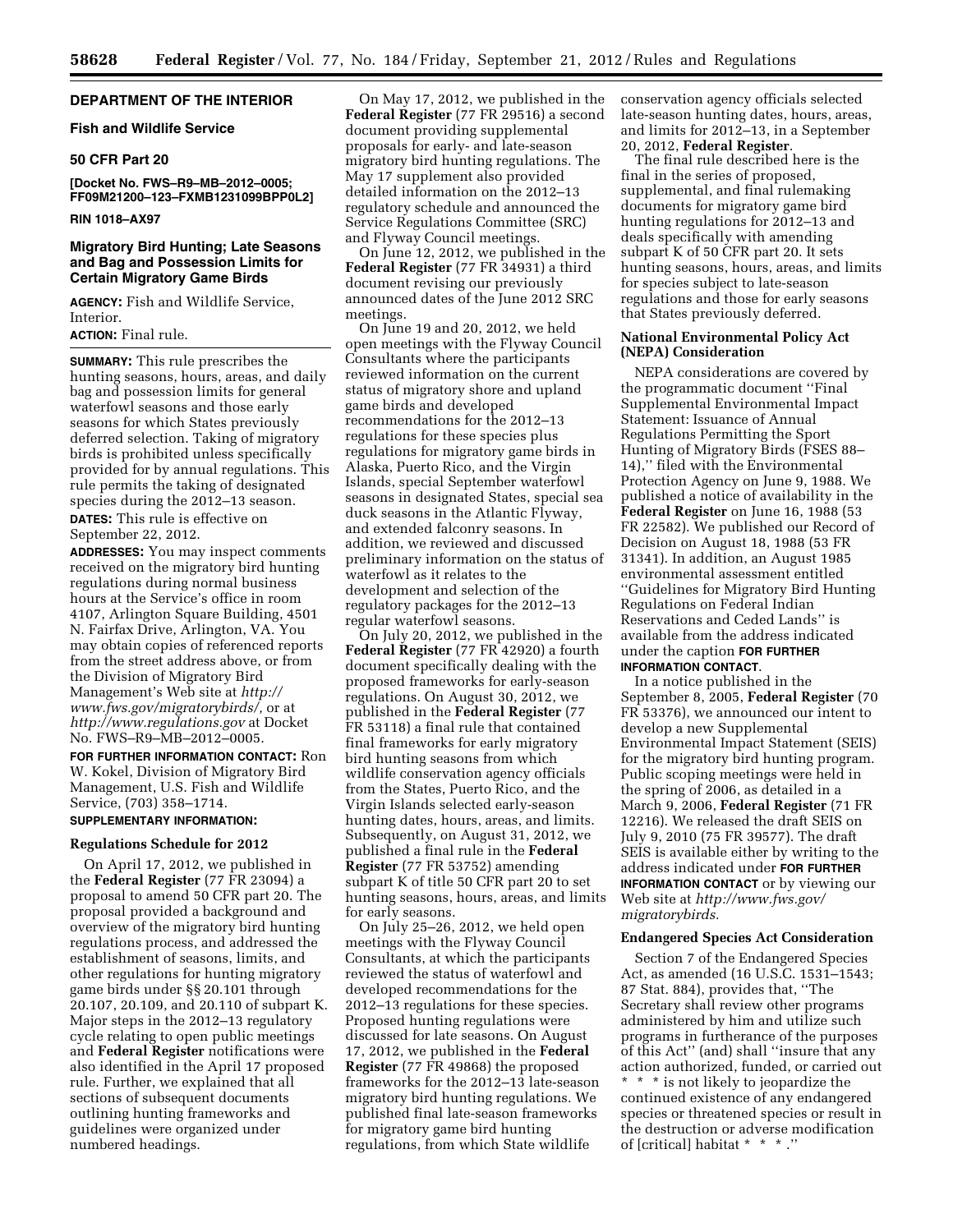**DEPARTMENT OF THE INTERIOR**

**Fish and Wildlife Service**

**50 CFR Part 20**

**[Docket No. FWS–R9–MB–2012–0005; FF09M21200–123–FXMB1231099BPP0L2]**

**RIN 1018–AX97**

# Migratory Bird Hunting; Late Seasons and Bag and Possession Limits for Certain Migratory Game Birds

**AGENCY:** Fish and Wildlife Service, Interior.

**ACTION:** Final rule.

**SUMMARY:** This rule prescribes the hunting seasons, hours, areas, and daily bag and possession limits for general waterfowl seasons and those early seasons for which States previously deferred selection. Taking of migratory birds is prohibited unless specifically provided for by annual regulations. This rule permits the taking of designated species during the 2012–13 season.

**DATES:** This rule is effective on September 22, 2012.

**ADDRESSES:** You may inspect comments received on the migratory bird hunting regulations during normal business hours at the Service's office in room 4107, Arlington Square Building, 4501 N. Fairfax Drive, Arlington, VA. You may obtain copies of referenced reports from the street address above, or from the Division of Migratory Bird Management's Web site at *http://www.fws.gov/migratorybirds/*, or at *http://www.regulations.gov* at Docket No. FWS–R9–MB–2012–0005.

**FOR FURTHER INFORMATION CONTACT:** Ron W. Kokel, Division of Migratory Bird Management, U.S. Fish and Wildlife Service, (703) 358–1714.

**SUPPLEMENTARY INFORMATION:**

## Regulations Schedule for 2012

On April 17, 2012, we published in the **Federal Register** (77 FR 23094) a proposal to amend 50 CFR part 20. The proposal provided a background and overview of the migratory bird hunting regulations process, and addressed the establishment of seasons, limits, and other regulations for hunting migratory game birds under §§ 20.101 through 20.107, 20.109, and 20.110 of subpart K. Major steps in the 2012–13 regulatory cycle relating to open public meetings and **Federal Register** notifications were also identified in the April 17 proposed rule. Further, we explained that all sections of subsequent documents outlining hunting frameworks and guidelines were organized under numbered headings.

On May 17, 2012, we published in the **Federal Register** (77 FR 29516) a second document providing supplemental proposals for early- and late-season migratory bird hunting regulations. The May 17 supplement also provided detailed information on the 2012–13 regulatory schedule and announced the Service Regulations Committee (SRC) and Flyway Council meetings.

On June 12, 2012, we published in the **Federal Register** (77 FR 34931) a third document revising our previously announced dates of the June 2012 SRC meetings.

On June 19 and 20, 2012, we held open meetings with the Flyway Council Consultants where the participants reviewed information on the current status of migratory shore and upland game birds and developed recommendations for the 2012–13 regulations for these species plus regulations for migratory game birds in Alaska, Puerto Rico, and the Virgin Islands, special September waterfowl seasons in designated States, special sea duck seasons in the Atlantic Flyway, and extended falconry seasons. In addition, we reviewed and discussed preliminary information on the status of waterfowl as it relates to the development and selection of the regulatory packages for the 2012–13 regular waterfowl seasons.

On July 20, 2012, we published in the **Federal Register** (77 FR 42920) a fourth document specifically dealing with the proposed frameworks for early-season regulations. On August 30, 2012, we published in the **Federal Register** (77 FR 53118) a final rule that contained final frameworks for early migratory bird hunting seasons from which wildlife conservation agency officials from the States, Puerto Rico, and the Virgin Islands selected early-season hunting dates, hours, areas, and limits. Subsequently, on August 31, 2012, we published a final rule in the **Federal Register** (77 FR 53752) amending subpart K of title 50 CFR part 20 to set hunting seasons, hours, areas, and limits for early seasons.

On July 25–26, 2012, we held open meetings with the Flyway Council Consultants, at which the participants reviewed the status of waterfowl and developed recommendations for the 2012–13 regulations for these species. Proposed hunting regulations were discussed for late seasons. On August 17, 2012, we published in the **Federal Register** (77 FR 49868) the proposed frameworks for the 2012–13 late-season migratory bird hunting regulations. We published final late-season frameworks for migratory game bird hunting regulations, from which State wildlife conservation agency officials selected late-season hunting dates, hours, areas, and limits for 2012–13, in a September 20, 2012, **Federal Register**.

The final rule described here is the final in the series of proposed, supplemental, and final rulemaking documents for migratory game bird hunting regulations for 2012–13 and deals specifically with amending subpart K of 50 CFR part 20. It sets hunting seasons, hours, areas, and limits for species subject to late-season regulations and those for early seasons that States previously deferred.

## National Environmental Policy Act (NEPA) Consideration

NEPA considerations are covered by the programmatic document "Final Supplemental Environmental Impact Statement: Issuance of Annual Regulations Permitting the Sport Hunting of Migratory Birds (FSES 88–14)," filed with the Environmental Protection Agency on June 9, 1988. We published a notice of availability in the **Federal Register** on June 16, 1988 (53 FR 22582). We published our Record of Decision on August 18, 1988 (53 FR 31341). In addition, an August 1985 environmental assessment entitled "Guidelines for Migratory Bird Hunting Regulations on Federal Indian Reservations and Ceded Lands" is available from the address indicated under the caption **FOR FURTHER INFORMATION CONTACT**.

In a notice published in the September 8, 2005, **Federal Register** (70 FR 53376), we announced our intent to develop a new Supplemental Environmental Impact Statement (SEIS) for the migratory bird hunting program. Public scoping meetings were held in the spring of 2006, as detailed in a March 9, 2006, **Federal Register** (71 FR 12216). We released the draft SEIS on July 9, 2010 (75 FR 39577). The draft SEIS is available either by writing to the address indicated under **FOR FURTHER INFORMATION CONTACT** or by viewing our Web site at *http://www.fws.gov/migratorybirds*.

## Endangered Species Act Consideration

Section 7 of the Endangered Species Act, as amended (16 U.S.C. 1531–1543; 87 Stat. 884), provides that, "The Secretary shall review other programs administered by him and utilize such programs in furtherance of the purposes of this Act" (and) shall "insure that any action authorized, funded, or carried out * * * is not likely to jeopardize the continued existence of any endangered species or threatened species or result in the destruction or adverse modification of [critical] habitat * * * ."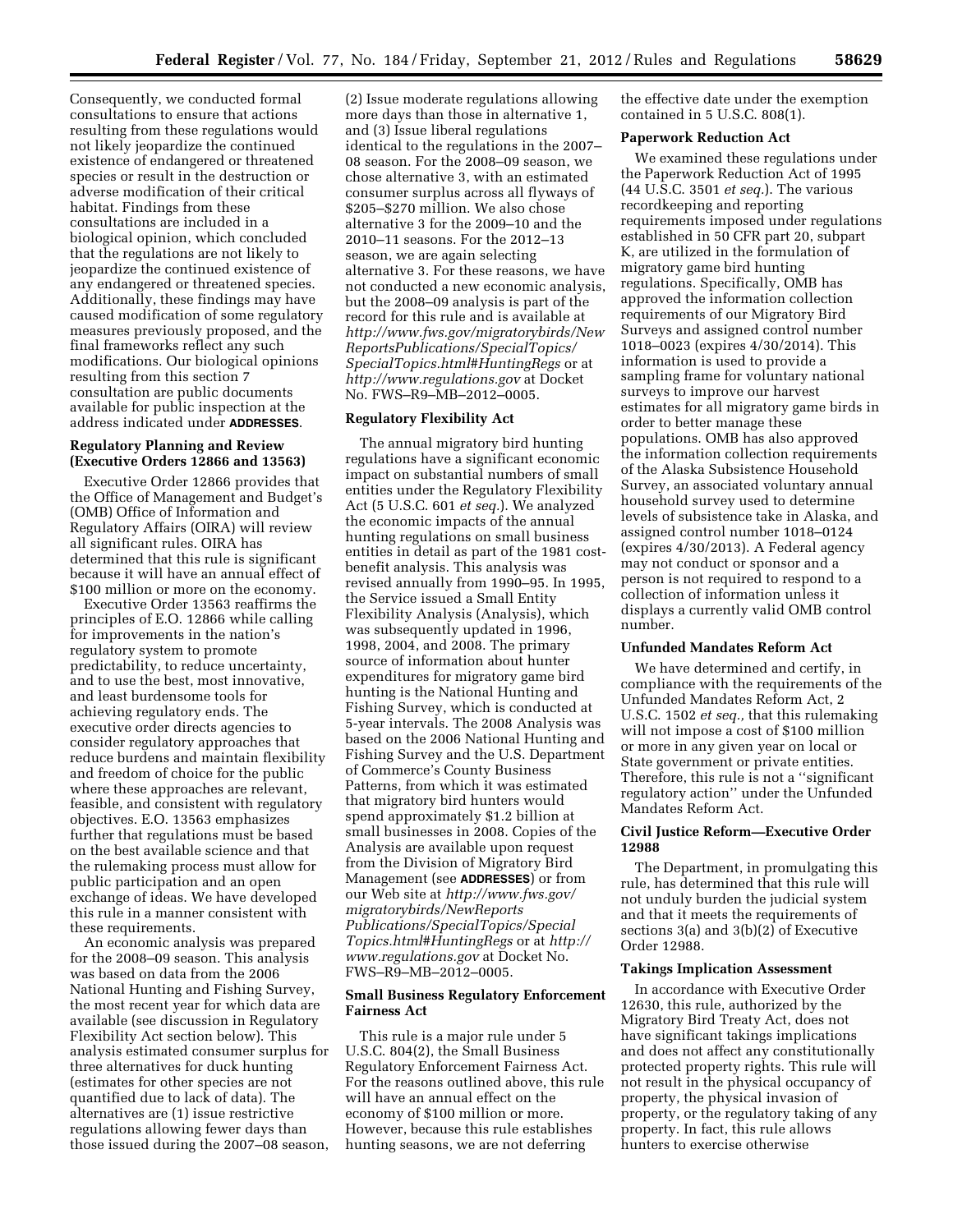Consequently, we conducted formal consultations to ensure that actions resulting from these regulations would not likely jeopardize the continued existence of endangered or threatened species or result in the destruction or adverse modification of their critical habitat. Findings from these consultations are included in a biological opinion, which concluded that the regulations are not likely to jeopardize the continued existence of any endangered or threatened species. Additionally, these findings may have caused modification of some regulatory measures previously proposed, and the final frameworks reflect any such modifications. Our biological opinions resulting from this section 7 consultation are public documents available for public inspection at the address indicated under **ADDRESSES**.

### Regulatory Planning and Review (Executive Orders 12866 and 13563)

Executive Order 12866 provides that the Office of Management and Budget's (OMB) Office of Information and Regulatory Affairs (OIRA) will review all significant rules. OIRA has determined that this rule is significant because it will have an annual effect of $100 million or more on the economy.

Executive Order 13563 reaffirms the principles of E.O. 12866 while calling for improvements in the nation's regulatory system to promote predictability, to reduce uncertainty, and to use the best, most innovative, and least burdensome tools for achieving regulatory ends. The executive order directs agencies to consider regulatory approaches that reduce burdens and maintain flexibility and freedom of choice for the public where these approaches are relevant, feasible, and consistent with regulatory objectives. E.O. 13563 emphasizes further that regulations must be based on the best available science and that the rulemaking process must allow for public participation and an open exchange of ideas. We have developed this rule in a manner consistent with these requirements.

An economic analysis was prepared for the 2008–09 season. This analysis was based on data from the 2006 National Hunting and Fishing Survey, the most recent year for which data are available (see discussion in Regulatory Flexibility Act section below). This analysis estimated consumer surplus for three alternatives for duck hunting (estimates for other species are not quantified due to lack of data). The alternatives are (1) issue restrictive regulations allowing fewer days than those issued during the 2007–08 season, (2) Issue moderate regulations allowing more days than those in alternative 1, and (3) Issue liberal regulations identical to the regulations in the 2007–08 season. For the 2008–09 season, we chose alternative 3, with an estimated consumer surplus across all flyways of $205–$270 million. We also chose alternative 3 for the 2009–10 and the 2010–11 seasons. For the 2012–13 season, we are again selecting alternative 3. For these reasons, we have not conducted a new economic analysis, but the 2008–09 analysis is part of the record for this rule and is available at *http://www.fws.gov/migratorybirds/NewReportsPublications/SpecialTopics/SpecialTopics.html#HuntingRegs* or at *http://www.regulations.gov* at Docket No. FWS–R9–MB–2012–0005.

### Regulatory Flexibility Act

The annual migratory bird hunting regulations have a significant economic impact on substantial numbers of small entities under the Regulatory Flexibility Act (5 U.S.C. 601 *et seq.*). We analyzed the economic impacts of the annual hunting regulations on small business entities in detail as part of the 1981 cost-benefit analysis. This analysis was revised annually from 1990–95. In 1995, the Service issued a Small Entity Flexibility Analysis (Analysis), which was subsequently updated in 1996, 1998, 2004, and 2008. The primary source of information about hunter expenditures for migratory game bird hunting is the National Hunting and Fishing Survey, which is conducted at 5-year intervals. The 2008 Analysis was based on the 2006 National Hunting and Fishing Survey and the U.S. Department of Commerce's County Business Patterns, from which it was estimated that migratory bird hunters would spend approximately $1.2 billion at small businesses in 2008. Copies of the Analysis are available upon request from the Division of Migratory Bird Management (see **ADDRESSES**) or from our Web site at *http://www.fws.gov/migratorybirds/NewReportsPublications/SpecialTopics/SpecialTopics.html#HuntingRegs* or at *http://www.regulations.gov* at Docket No. FWS–R9–MB–2012–0005.

### Small Business Regulatory Enforcement Fairness Act

This rule is a major rule under 5 U.S.C. 804(2), the Small Business Regulatory Enforcement Fairness Act. For the reasons outlined above, this rule will have an annual effect on the economy of $100 million or more. However, because this rule establishes hunting seasons, we are not deferring the effective date under the exemption contained in 5 U.S.C. 808(1).

### Paperwork Reduction Act

We examined these regulations under the Paperwork Reduction Act of 1995 (44 U.S.C. 3501 *et seq.*). The various recordkeeping and reporting requirements imposed under regulations established in 50 CFR part 20, subpart K, are utilized in the formulation of migratory game bird hunting regulations. Specifically, OMB has approved the information collection requirements of our Migratory Bird Surveys and assigned control number 1018–0023 (expires 4/30/2014). This information is used to provide a sampling frame for voluntary national surveys to improve our harvest estimates for all migratory game birds in order to better manage these populations. OMB has also approved the information collection requirements of the Alaska Subsistence Household Survey, an associated voluntary annual household survey used to determine levels of subsistence take in Alaska, and assigned control number 1018–0124 (expires 4/30/2013). A Federal agency may not conduct or sponsor and a person is not required to respond to a collection of information unless it displays a currently valid OMB control number.

### Unfunded Mandates Reform Act

We have determined and certify, in compliance with the requirements of the Unfunded Mandates Reform Act, 2 U.S.C. 1502 *et seq.,* that this rulemaking will not impose a cost of $100 million or more in any given year on local or State government or private entities. Therefore, this rule is not a ''significant regulatory action'' under the Unfunded Mandates Reform Act.

### Civil Justice Reform—Executive Order 12988

The Department, in promulgating this rule, has determined that this rule will not unduly burden the judicial system and that it meets the requirements of sections 3(a) and 3(b)(2) of Executive Order 12988.

### Takings Implication Assessment

In accordance with Executive Order 12630, this rule, authorized by the Migratory Bird Treaty Act, does not have significant takings implications and does not affect any constitutionally protected property rights. This rule will not result in the physical occupancy of property, the physical invasion of property, or the regulatory taking of any property. In fact, this rule allows hunters to exercise otherwise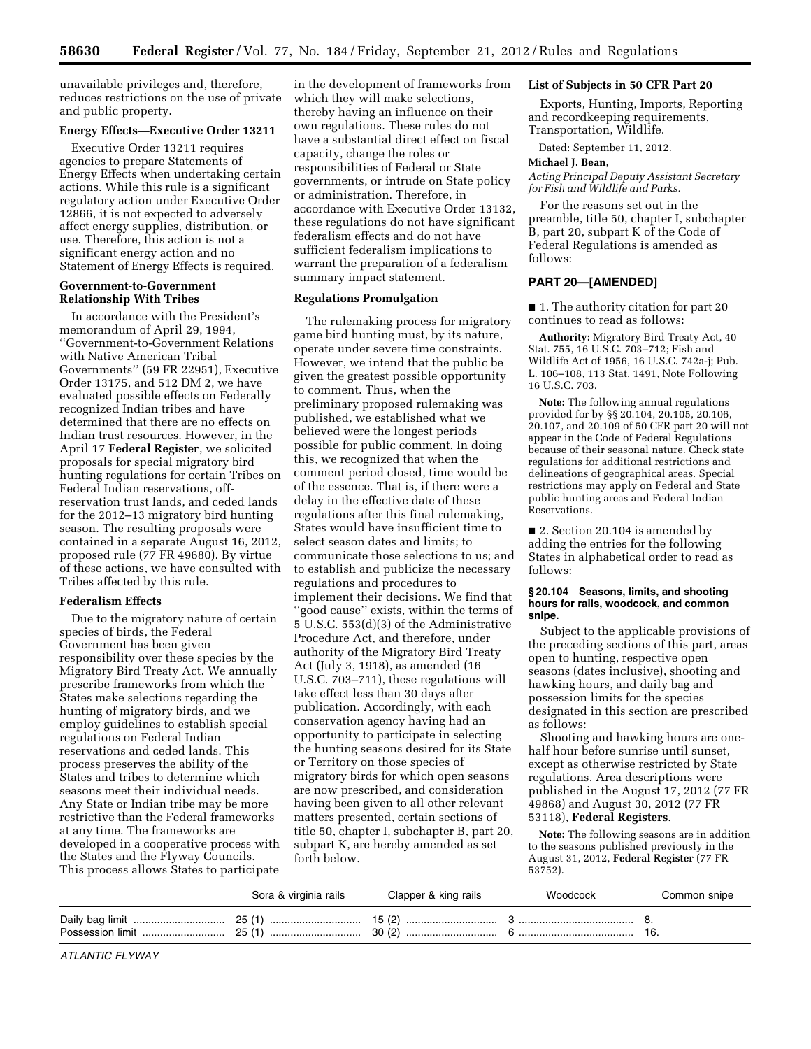unavailable privileges and, therefore, reduces restrictions on the use of private and public property.

**Energy Effects—Executive Order 13211**

Executive Order 13211 requires agencies to prepare Statements of Energy Effects when undertaking certain actions. While this rule is a significant regulatory action under Executive Order 12866, it is not expected to adversely affect energy supplies, distribution, or use. Therefore, this action is not a significant energy action and no Statement of Energy Effects is required.

**Government-to-Government Relationship With Tribes**

In accordance with the President's memorandum of April 29, 1994, ''Government-to-Government Relations with Native American Tribal Governments'' (59 FR 22951), Executive Order 13175, and 512 DM 2, we have evaluated possible effects on Federally recognized Indian tribes and have determined that there are no effects on Indian trust resources. However, in the April 17 **Federal Register**, we solicited proposals for special migratory bird hunting regulations for certain Tribes on Federal Indian reservations, off-reservation trust lands, and ceded lands for the 2012–13 migratory bird hunting season. The resulting proposals were contained in a separate August 16, 2012, proposed rule (77 FR 49680). By virtue of these actions, we have consulted with Tribes affected by this rule.

**Federalism Effects**

Due to the migratory nature of certain species of birds, the Federal Government has been given responsibility over these species by the Migratory Bird Treaty Act. We annually prescribe frameworks from which the States make selections regarding the hunting of migratory birds, and we employ guidelines to establish special regulations on Federal Indian reservations and ceded lands. This process preserves the ability of the States and tribes to determine which seasons meet their individual needs. Any State or Indian tribe may be more restrictive than the Federal frameworks at any time. The frameworks are developed in a cooperative process with the States and the Flyway Councils. This process allows States to participate in the development of frameworks from which they will make selections, thereby having an influence on their own regulations. These rules do not have a substantial direct effect on fiscal capacity, change the roles or responsibilities of Federal or State governments, or intrude on State policy or administration. Therefore, in accordance with Executive Order 13132, these regulations do not have significant federalism effects and do not have sufficient federalism implications to warrant the preparation of a federalism summary impact statement.

**Regulations Promulgation**

The rulemaking process for migratory game bird hunting must, by its nature, operate under severe time constraints. However, we intend that the public be given the greatest possible opportunity to comment. Thus, when the preliminary proposed rulemaking was published, we established what we believed were the longest periods possible for public comment. In doing this, we recognized that when the comment period closed, time would be of the essence. That is, if there were a delay in the effective date of these regulations after this final rulemaking, States would have insufficient time to select season dates and limits; to communicate those selections to us; and to establish and publicize the necessary regulations and procedures to implement their decisions. We find that ''good cause'' exists, within the terms of 5 U.S.C. 553(d)(3) of the Administrative Procedure Act, and therefore, under authority of the Migratory Bird Treaty Act (July 3, 1918), as amended (16 U.S.C. 703–711), these regulations will take effect less than 30 days after publication. Accordingly, with each conservation agency having had an opportunity to participate in selecting the hunting seasons desired for its State or Territory on those species of migratory birds for which open seasons are now prescribed, and consideration having been given to all other relevant matters presented, certain sections of title 50, chapter I, subchapter B, part 20, subpart K, are hereby amended as set forth below.

**List of Subjects in 50 CFR Part 20**

Exports, Hunting, Imports, Reporting and recordkeeping requirements, Transportation, Wildlife.

Dated: September 11, 2012.

**Michael J. Bean,**

*Acting Principal Deputy Assistant Secretary for Fish and Wildlife and Parks.*

For the reasons set out in the preamble, title 50, chapter I, subchapter B, part 20, subpart K of the Code of Federal Regulations is amended as follows:

## PART 20—[AMENDED]

■ 1. The authority citation for part 20 continues to read as follows:

**Authority:** Migratory Bird Treaty Act, 40 Stat. 755, 16 U.S.C. 703–712; Fish and Wildlife Act of 1956, 16 U.S.C. 742a-j; Pub. L. 106–108, 113 Stat. 1491, Note Following 16 U.S.C. 703.

**Note:** The following annual regulations provided for by §§ 20.104, 20.105, 20.106, 20.107, and 20.109 of 50 CFR part 20 will not appear in the Code of Federal Regulations because of their seasonal nature. Check state regulations for additional restrictions and delineations of geographical areas. Special restrictions may apply on Federal and State public hunting areas and Federal Indian Reservations.

■ 2. Section 20.104 is amended by adding the entries for the following States in alphabetical order to read as follows:

### § 20.104 Seasons, limits, and shooting hours for rails, woodcock, and common snipe.

Subject to the applicable provisions of the preceding sections of this part, areas open to hunting, respective open seasons (dates inclusive), shooting and hawking hours, and daily bag and possession limits for the species designated in this section are prescribed as follows:

Shooting and hawking hours are one-half hour before sunrise until sunset, except as otherwise restricted by State regulations. Area descriptions were published in the August 17, 2012 (77 FR 49868) and August 30, 2012 (77 FR 53118), **Federal Registers**.

**Note:** The following seasons are in addition to the seasons published previously in the August 31, 2012, **Federal Register** (77 FR 53752).

| | Sora & virginia rails | Clapper & king rails | Woodcock | Common snipe |
|---|---|---|---|---|
| Daily bag limit | 25 (1) | 15 (2) | 3 | 8. |
| Possession limit | 25 (1) | 30 (2) | 6 | 16. |

*ATLANTIC FLYWAY*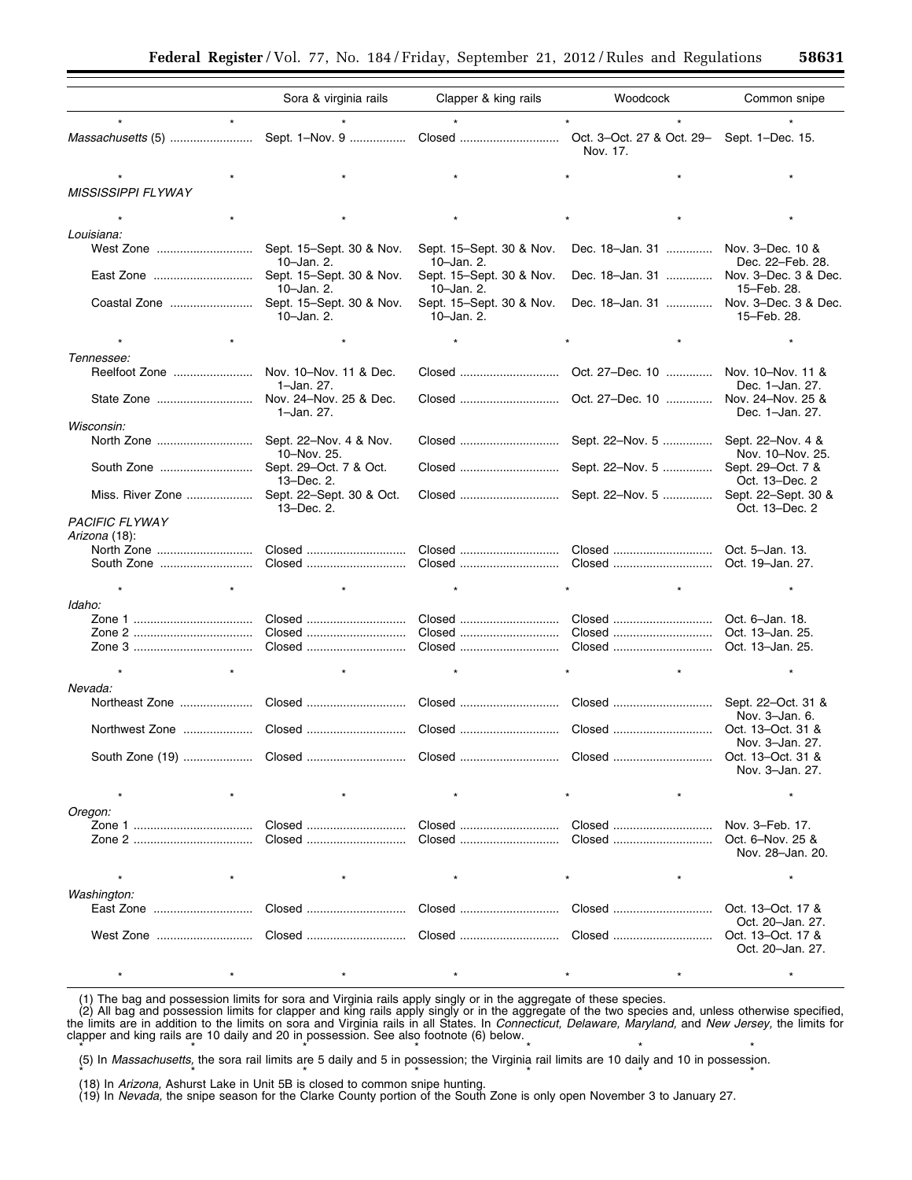| | Sora & virginia rails | Clapper & king rails | Woodcock | Common snipe |
|---|---|---|---|---|
| * * | * | * | * * | * |
| *Massachusetts* (5) | Sept. 1–Nov. 9 | Closed | Oct. 3–Oct. 27 & Oct. 29–Nov. 17. | Sept. 1–Dec. 15. |
| * * | * | * | * * | * |
| *MISSISSIPPI FLYWAY* | | | | |
| * * | * | * | * * | * |
| *Louisiana:* | | | | |
| West Zone | Sept. 15–Sept. 30 & Nov. 10–Jan. 2. | Sept. 15–Sept. 30 & Nov. 10–Jan. 2. | Dec. 18–Jan. 31 | Nov. 3–Dec. 10 & Dec. 22–Feb. 28. |
| East Zone | Sept. 15–Sept. 30 & Nov. 10–Jan. 2. | Sept. 15–Sept. 30 & Nov. 10–Jan. 2. | Dec. 18–Jan. 31 | Nov. 3–Dec. 3 & Dec. 15–Feb. 28. |
| Coastal Zone | Sept. 15–Sept. 30 & Nov. 10–Jan. 2. | Sept. 15–Sept. 30 & Nov. 10–Jan. 2. | Dec. 18–Jan. 31 | Nov. 3–Dec. 3 & Dec. 15–Feb. 28. |
| * * | * | * | * * | * |
| *Tennessee:* | | | | |
| Reelfoot Zone | Nov. 10–Nov. 11 & Dec. 1–Jan. 27. | Closed | Oct. 27–Dec. 10 | Nov. 10–Nov. 11 & Dec. 1–Jan. 27. |
| State Zone | Nov. 24–Nov. 25 & Dec. 1–Jan. 27. | Closed | Oct. 27–Dec. 10 | Nov. 24–Nov. 25 & Dec. 1–Jan. 27. |
| *Wisconsin:* | | | | |
| North Zone | Sept. 22–Nov. 4 & Nov. 10–Nov. 25. | Closed | Sept. 22–Nov. 5 | Sept. 22–Nov. 4 & Nov. 10–Nov. 25. |
| South Zone | Sept. 29–Oct. 7 & Oct. 13–Dec. 2. | Closed | Sept. 22–Nov. 5 | Sept. 29–Oct. 7 & Oct. 13–Dec. 2 |
| Miss. River Zone | Sept. 22–Sept. 30 & Oct. 13–Dec. 2. | Closed | Sept. 22–Nov. 5 | Sept. 22–Sept. 30 & Oct. 13–Dec. 2 |
| *PACIFIC FLYWAY* | | | | |
| *Arizona* (18): | | | | |
| North Zone | Closed | Closed | Closed | Oct. 5–Jan. 13. |
| South Zone | Closed | Closed | Closed | Oct. 19–Jan. 27. |
| * * | * | * | * * | * |
| *Idaho:* | | | | |
| Zone 1 | Closed | Closed | Closed | Oct. 6–Jan. 18. |
| Zone 2 | Closed | Closed | Closed | Oct. 13–Jan. 25. |
| Zone 3 | Closed | Closed | Closed | Oct. 13–Jan. 25. |
| * * | * | * | * * | * |
| *Nevada:* | | | | |
| Northeast Zone | Closed | Closed | Closed | Sept. 22–Oct. 31 & Nov. 3–Jan. 6. |
| Northwest Zone | Closed | Closed | Closed | Oct. 13–Oct. 31 & Nov. 3–Jan. 27. |
| South Zone (19) | Closed | Closed | Closed | Oct. 13–Oct. 31 & Nov. 3–Jan. 27. |
| * * | * | * | * * | * |
| *Oregon:* | | | | |
| Zone 1 | Closed | Closed | Closed | Nov. 3–Feb. 17. |
| Zone 2 | Closed | Closed | Closed | Oct. 6–Nov. 25 & Nov. 28–Jan. 20. |
| * * | * | * | * * | * |
| *Washington:* | | | | |
| East Zone | Closed | Closed | Closed | Oct. 13–Oct. 17 & Oct. 20–Jan. 27. |
| West Zone | Closed | Closed | Closed | Oct. 13–Oct. 17 & Oct. 20–Jan. 27. |
| * * | * | * | * * | * |

(1) The bag and possession limits for sora and Virginia rails apply singly or in the aggregate of these species.

(2) All bag and possession limits for clapper and king rails apply singly or in the aggregate of the two species and, unless otherwise specified, the limits are in addition to the limits on sora and Virginia rails in all States. In *Connecticut, Delaware, Maryland,* and *New Jersey,* the limits for clapper and king rails are 10 daily and 20 in possession. See also footnote (6) below.

\* \* \* \* \* \* \*

(5) In *Massachusetts,* the sora rail limits are 5 daily and 5 in possession; the Virginia rail limits are 10 daily and 10 in possession.

\* \* \* \* \* \* \*

(18) In *Arizona,* Ashurst Lake in Unit 5B is closed to common snipe hunting.

(19) In *Nevada,* the snipe season for the Clarke County portion of the South Zone is only open November 3 to January 27.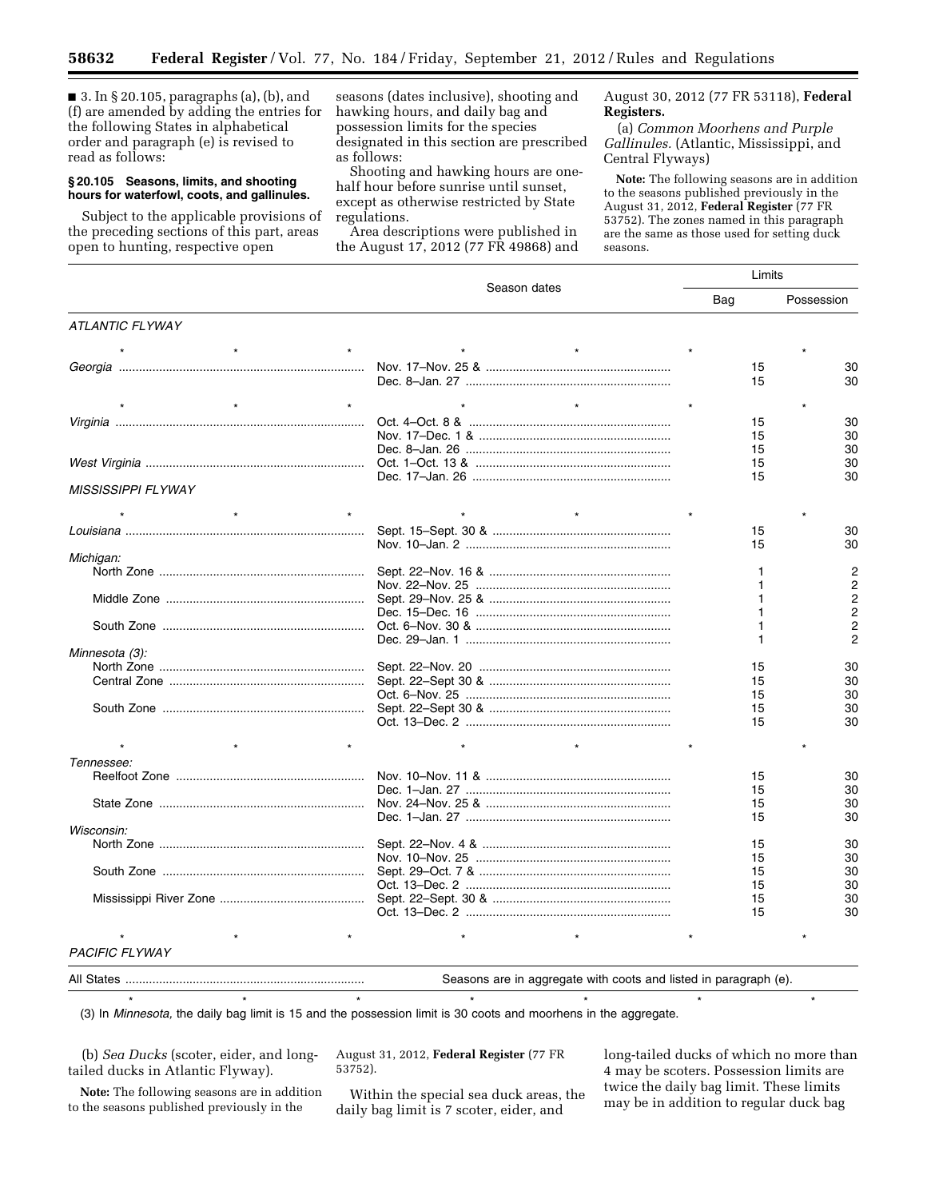■ 3. In § 20.105, paragraphs (a), (b), and (f) are amended by adding the entries for the following States in alphabetical order and paragraph (e) is revised to read as follows:

**§ 20.105 Seasons, limits, and shooting hours for waterfowl, coots, and gallinules.**

Subject to the applicable provisions of the preceding sections of this part, areas open to hunting, respective open seasons (dates inclusive), shooting and hawking hours, and daily bag and possession limits for the species designated in this section are prescribed as follows:

Shooting and hawking hours are one-half hour before sunrise until sunset, except as otherwise restricted by State regulations.

Area descriptions were published in the August 17, 2012 (77 FR 49868) and August 30, 2012 (77 FR 53118), **Federal Registers.**

(a) *Common Moorhens and Purple Gallinules.* (Atlantic, Mississippi, and Central Flyways)

**Note:** The following seasons are in addition to the seasons published previously in the August 31, 2012, **Federal Register** (77 FR 53752). The zones named in this paragraph are the same as those used for setting duck seasons.

| | Season dates | Limits | |
|---|---|---|---|
| | | Bag | Possession |
| *ATLANTIC FLYWAY* | | | |
| * * * | * * | * | * |
| *Georgia* | Nov. 17–Nov. 25 & | 15 | 30 |
| | Dec. 8–Jan. 27 | 15 | 30 |
| * * * | * * | * | * |
| *Virginia* | Oct. 4–Oct. 8 & | 15 | 30 |
| | Nov. 17–Dec. 1 & | 15 | 30 |
| | Dec. 8–Jan. 26 | 15 | 30 |
| *West Virginia* | Oct. 1–Oct. 13 & | 15 | 30 |
| | Dec. 17–Jan. 26 | 15 | 30 |
| *MISSISSIPPI FLYWAY* | | | |
| * * * | * * | * | * |
| *Louisiana* | Sept. 15–Sept. 30 & | 15 | 30 |
| | Nov. 10–Jan. 2 | 15 | 30 |
| *Michigan:* | | | |
| North Zone | Sept. 22–Nov. 16 & | 1 | 2 |
| | Nov. 22–Nov. 25 | 1 | 2 |
| Middle Zone | Sept. 29–Nov. 25 & | 1 | 2 |
| | Dec. 15–Dec. 16 | 1 | 2 |
| South Zone | Oct. 6–Nov. 30 & | 1 | 2 |
| | Dec. 29–Jan. 1 | 1 | 2 |
| *Minnesota (3):* | | | |
| North Zone | Sept. 22–Nov. 20 | 15 | 30 |
| Central Zone | Sept. 22–Sept 30 & | 15 | 30 |
| | Oct. 6–Nov. 25 | 15 | 30 |
| South Zone | Sept. 22–Sept 30 & | 15 | 30 |
| | Oct. 13–Dec. 2 | 15 | 30 |
| * * * | * * | * | * |
| *Tennessee:* | | | |
| Reelfoot Zone | Nov. 10–Nov. 11 & | 15 | 30 |
| | Dec. 1–Jan. 27 | 15 | 30 |
| State Zone | Nov. 24–Nov. 25 & | 15 | 30 |
| | Dec. 1–Jan. 27 | 15 | 30 |
| *Wisconsin:* | | | |
| North Zone | Sept. 22–Nov. 4 & | 15 | 30 |
| | Nov. 10–Nov. 25 | 15 | 30 |
| South Zone | Sept. 29–Oct. 7 & | 15 | 30 |
| | Oct. 13–Dec. 2 | 15 | 30 |
| Mississippi River Zone | Sept. 22–Sept. 30 & | 15 | 30 |
| | Oct. 13–Dec. 2 | 15 | 30 |
| * * * | * * | * | * |
| *PACIFIC FLYWAY* | | | |
| All States | Seasons are in aggregate with coots and listed in paragraph (e). | | |

\* \* \* \* \* \* \*

(3) In *Minnesota,* the daily bag limit is 15 and the possession limit is 30 coots and moorhens in the aggregate.

(b) *Sea Ducks* (scoter, eider, and long-tailed ducks in Atlantic Flyway).

**Note:** The following seasons are in addition to the seasons published previously in the August 31, 2012, **Federal Register** (77 FR 53752).

Within the special sea duck areas, the daily bag limit is 7 scoter, eider, and long-tailed ducks of which no more than 4 may be scoters. Possession limits are twice the daily bag limit. These limits may be in addition to regular duck bag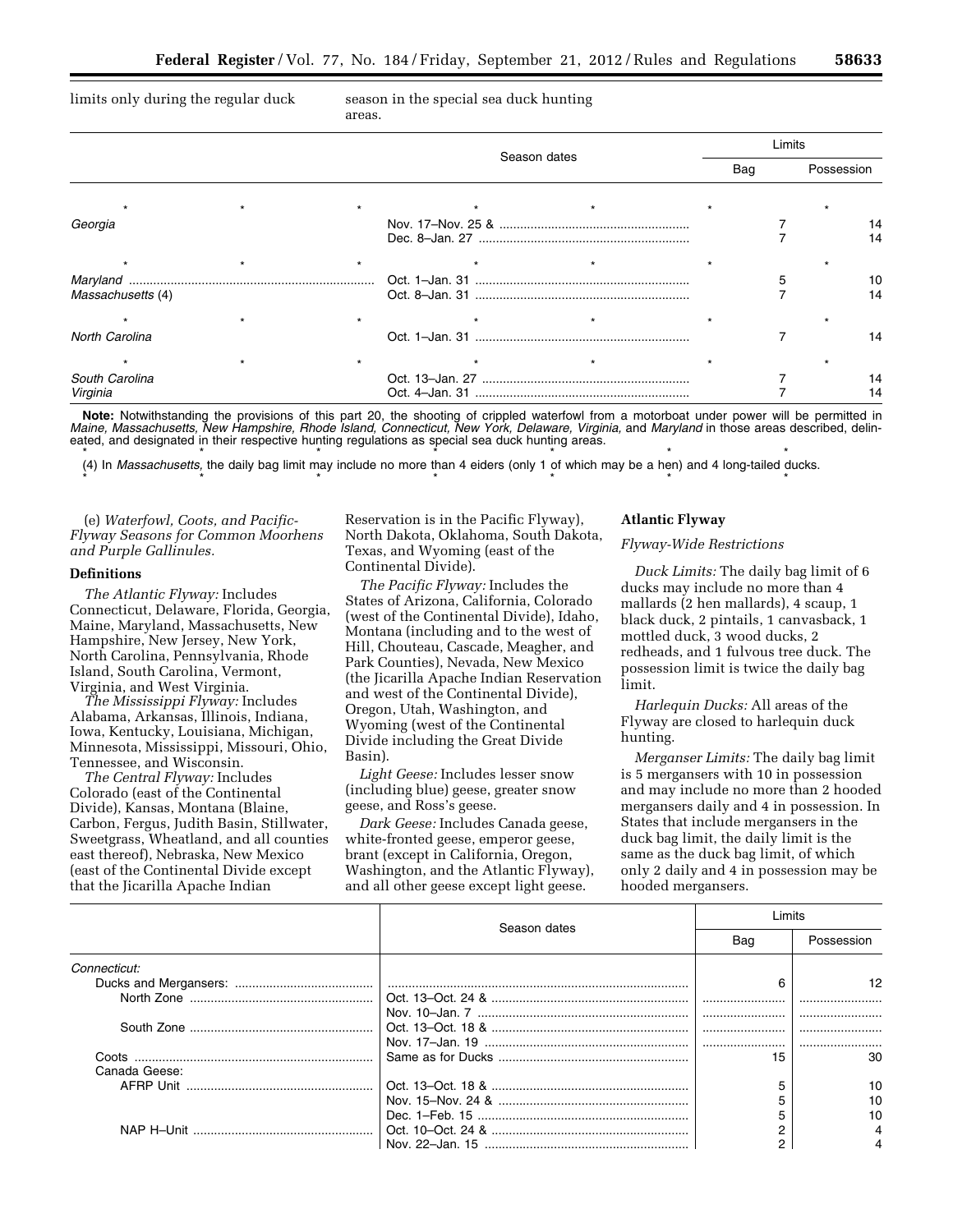limits only during the regular duck season in the special sea duck hunting areas.

| | Season dates | Limits | |
|---|---|---|---|
| | | Bag | Possession |
| * * * | * * | * | * |
| *Georgia* | Nov. 17–Nov. 25 & | 7 | 14 |
| | Dec. 8–Jan. 27 | 7 | 14 |
| * * * | * * | * | * |
| *Maryland* | Oct. 1–Jan. 31 | 5 | 10 |
| *Massachusetts* (4) | Oct. 8–Jan. 31 | 7 | 14 |
| * * * | * * | * | * |
| *North Carolina* | Oct. 1–Jan. 31 | 7 | 14 |
| * * * | * * | * | * |
| *South Carolina* | Oct. 13–Jan. 27 | 7 | 14 |
| *Virginia* | Oct. 4–Jan. 31 | 7 | 14 |

**Note:** Notwithstanding the provisions of this part 20, the shooting of crippled waterfowl from a motorboat under power will be permitted in *Maine, Massachusetts, New Hampshire, Rhode Island, Connecticut, New York, Delaware, Virginia,* and *Maryland* in those areas described, delineated, and designated in their respective hunting regulations as special sea duck hunting areas.

\* \* \* \* \* \* \*

(4) In *Massachusetts,* the daily bag limit may include no more than 4 eiders (only 1 of which may be a hen) and 4 long-tailed ducks.

\* \* \* \* \* \* \*

(e) *Waterfowl, Coots, and Pacific-Flyway Seasons for Common Moorhens and Purple Gallinules.*

**Definitions**

*The Atlantic Flyway:* Includes Connecticut, Delaware, Florida, Georgia, Maine, Maryland, Massachusetts, New Hampshire, New Jersey, New York, North Carolina, Pennsylvania, Rhode Island, South Carolina, Vermont, Virginia, and West Virginia.

*The Mississippi Flyway:* Includes Alabama, Arkansas, Illinois, Indiana, Iowa, Kentucky, Louisiana, Michigan, Minnesota, Mississippi, Missouri, Ohio, Tennessee, and Wisconsin.

*The Central Flyway:* Includes Colorado (east of the Continental Divide), Kansas, Montana (Blaine, Carbon, Fergus, Judith Basin, Stillwater, Sweetgrass, Wheatland, and all counties east thereof), Nebraska, New Mexico (east of the Continental Divide except that the Jicarilla Apache Indian Reservation is in the Pacific Flyway), North Dakota, Oklahoma, South Dakota, Texas, and Wyoming (east of the Continental Divide).

*The Pacific Flyway:* Includes the States of Arizona, California, Colorado (west of the Continental Divide), Idaho, Montana (including and to the west of Hill, Chouteau, Cascade, Meagher, and Park Counties), Nevada, New Mexico (the Jicarilla Apache Indian Reservation and west of the Continental Divide), Oregon, Utah, Washington, and Wyoming (west of the Continental Divide including the Great Divide Basin).

*Light Geese:* Includes lesser snow (including blue) geese, greater snow geese, and Ross's geese.

*Dark Geese:* Includes Canada geese, white-fronted geese, emperor geese, brant (except in California, Oregon, Washington, and the Atlantic Flyway), and all other geese except light geese.

**Atlantic Flyway**

*Flyway-Wide Restrictions*

*Duck Limits:* The daily bag limit of 6 ducks may include no more than 4 mallards (2 hen mallards), 4 scaup, 1 black duck, 2 pintails, 1 canvasback, 1 mottled duck, 3 wood ducks, 2 redheads, and 1 fulvous tree duck. The possession limit is twice the daily bag limit.

*Harlequin Ducks:* All areas of the Flyway are closed to harlequin duck hunting.

*Merganser Limits:* The daily bag limit is 5 mergansers with 10 in possession and may include no more than 2 hooded mergansers daily and 4 in possession. In States that include mergansers in the duck bag limit, the daily limit is the same as the duck bag limit, of which only 2 daily and 4 in possession may be hooded mergansers.

| | Season dates | Limits | |
|---|---|---|---|
| | | Bag | Possession |
| *Connecticut:* | | | |
| Ducks and Mergansers: | | 6 | 12 |
| North Zone | Oct. 13–Oct. 24 & | | |
| | Nov. 10–Jan. 7 | | |
| South Zone | Oct. 13–Oct. 18 & | | |
| | Nov. 17–Jan. 19 | | |
| Coots | Same as for Ducks | 15 | 30 |
| Canada Geese: | | | |
| AFRP Unit | Oct. 13–Oct. 18 & | 5 | 10 |
| | Nov. 15–Nov. 24 & | 5 | 10 |
| | Dec. 1–Feb. 15 | 5 | 10 |
| NAP H–Unit | Oct. 10–Oct. 24 & | 2 | 4 |
| | Nov. 22–Jan. 15 | 2 | 4 |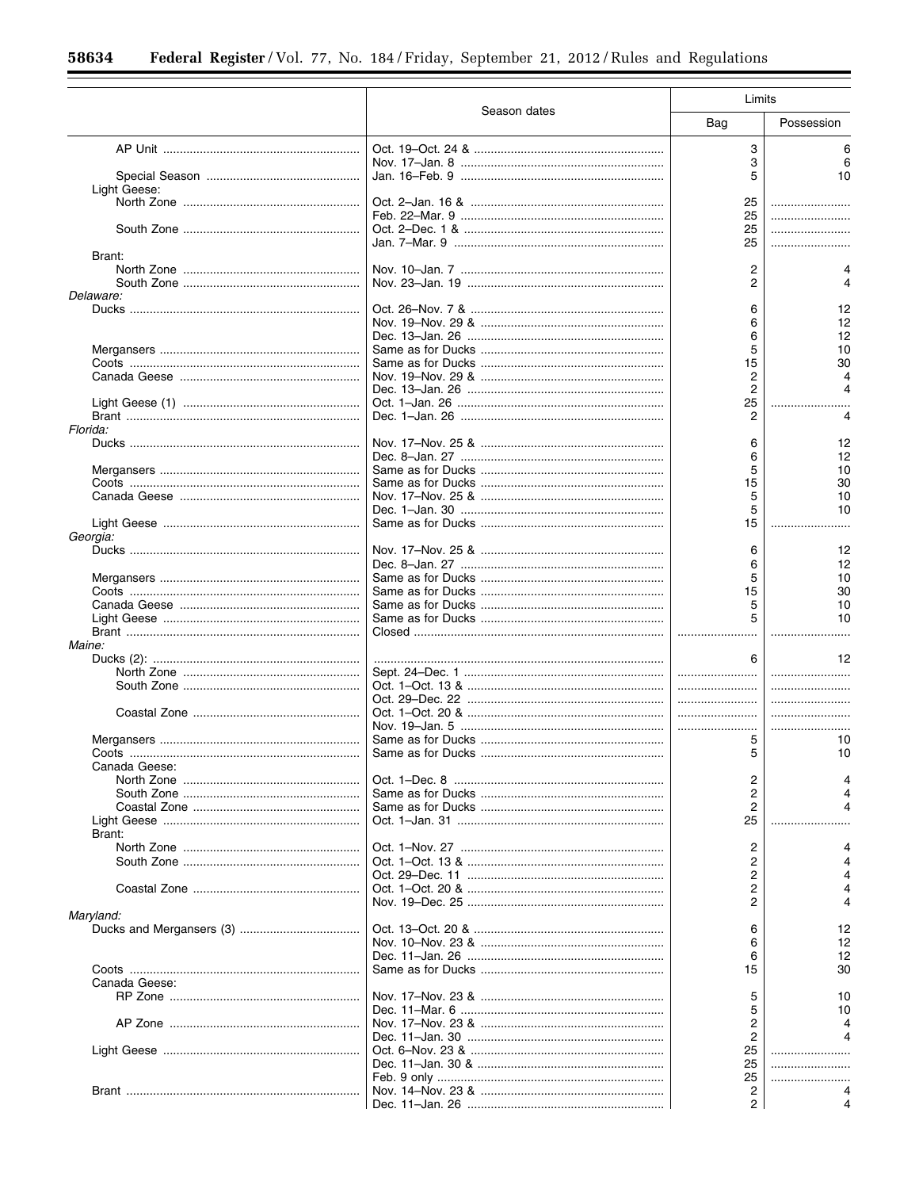| | Season dates | Limits | |
|---|---|---|---|
| | | Bag | Possession |
| AP Unit | Oct. 19–Oct. 24 & | 3 | 6 |
| | Nov. 17–Jan. 8 | 3 | 6 |
| Special Season | Jan. 16–Feb. 9 | 5 | 10 |
| Light Geese: | | | |
| North Zone | Oct. 2–Jan. 16 & | 25 | |
| | Feb. 22–Mar. 9 | 25 | |
| South Zone | Oct. 2–Dec. 1 & | 25 | |
| | Jan. 7–Mar. 9 | 25 | |
| Brant: | | | |
| North Zone | Nov. 10–Jan. 7 | 2 | 4 |
| South Zone | Nov. 23–Jan. 19 | 2 | 4 |
| *Delaware:* | | | |
| Ducks | Oct. 26–Nov. 7 & | 6 | 12 |
| | Nov. 19–Nov. 29 & | 6 | 12 |
| | Dec. 13–Jan. 26 | 6 | 12 |
| Mergansers | Same as for Ducks | 5 | 10 |
| Coots | Same as for Ducks | 15 | 30 |
| Canada Geese | Nov. 19–Nov. 29 & | 2 | 4 |
| | Dec. 13–Jan. 26 | 2 | 4 |
| Light Geese (1) | Oct. 1–Jan. 26 | 25 | |
| Brant | Dec. 1–Jan. 26 | 2 | 4 |
| *Florida:* | | | |
| Ducks | Nov. 17–Nov. 25 & | 6 | 12 |
| | Dec. 8–Jan. 27 | 6 | 12 |
| Mergansers | Same as for Ducks | 5 | 10 |
| Coots | Same as for Ducks | 15 | 30 |
| Canada Geese | Nov. 17–Nov. 25 & | 5 | 10 |
| | Dec. 1–Jan. 30 | 5 | 10 |
| Light Geese | Same as for Ducks | 15 | |
| *Georgia:* | | | |
| Ducks | Nov. 17–Nov. 25 & | 6 | 12 |
| | Dec. 8–Jan. 27 | 6 | 12 |
| Mergansers | Same as for Ducks | 5 | 10 |
| Coots | Same as for Ducks | 15 | 30 |
| Canada Geese | Same as for Ducks | 5 | 10 |
| Light Geese | Same as for Ducks | 5 | 10 |
| Brant | Closed | | |
| *Maine:* | | | |
| Ducks (2): | | 6 | 12 |
| North Zone | Sept. 24–Dec. 1 | | |
| South Zone | Oct. 1–Oct. 13 & | | |
| | Oct. 29–Dec. 22 | | |
| Coastal Zone | Oct. 1–Oct. 20 & | | |
| | Nov. 19–Jan. 5 | | |
| Mergansers | Same as for Ducks | 5 | 10 |
| Coots | Same as for Ducks | 5 | 10 |
| Canada Geese: | | | |
| North Zone | Oct. 1–Dec. 8 | 2 | 4 |
| South Zone | Same as for Ducks | 2 | 4 |
| Coastal Zone | Same as for Ducks | 2 | 4 |
| Light Geese | Oct. 1–Jan. 31 | 25 | |
| Brant: | | | |
| North Zone | Oct. 1–Nov. 27 | 2 | 4 |
| South Zone | Oct. 1–Oct. 13 & | 2 | 4 |
| | Oct. 29–Dec. 11 | 2 | 4 |
| Coastal Zone | Oct. 1–Oct. 20 & | 2 | 4 |
| | Nov. 19–Dec. 25 | 2 | 4 |
| *Maryland:* | | | |
| Ducks and Mergansers (3) | Oct. 13–Oct. 20 & | 6 | 12 |
| | Nov. 10–Nov. 23 & | 6 | 12 |
| | Dec. 11–Jan. 26 | 6 | 12 |
| Coots | Same as for Ducks | 15 | 30 |
| Canada Geese: | | | |
| RP Zone | Nov. 17–Nov. 23 & | 5 | 10 |
| | Dec. 11–Mar. 6 | 5 | 10 |
| AP Zone | Nov. 17–Nov. 23 & | 2 | 4 |
| | Dec. 11–Jan. 30 | 2 | 4 |
| Light Geese | Oct. 6–Nov. 23 & | 25 | |
| | Dec. 11–Jan. 30 & | 25 | |
| | Feb. 9 only | 25 | |
| Brant | Nov. 14–Nov. 23 & | 2 | 4 |
| | Dec. 11–Jan. 26 | 2 | 4 |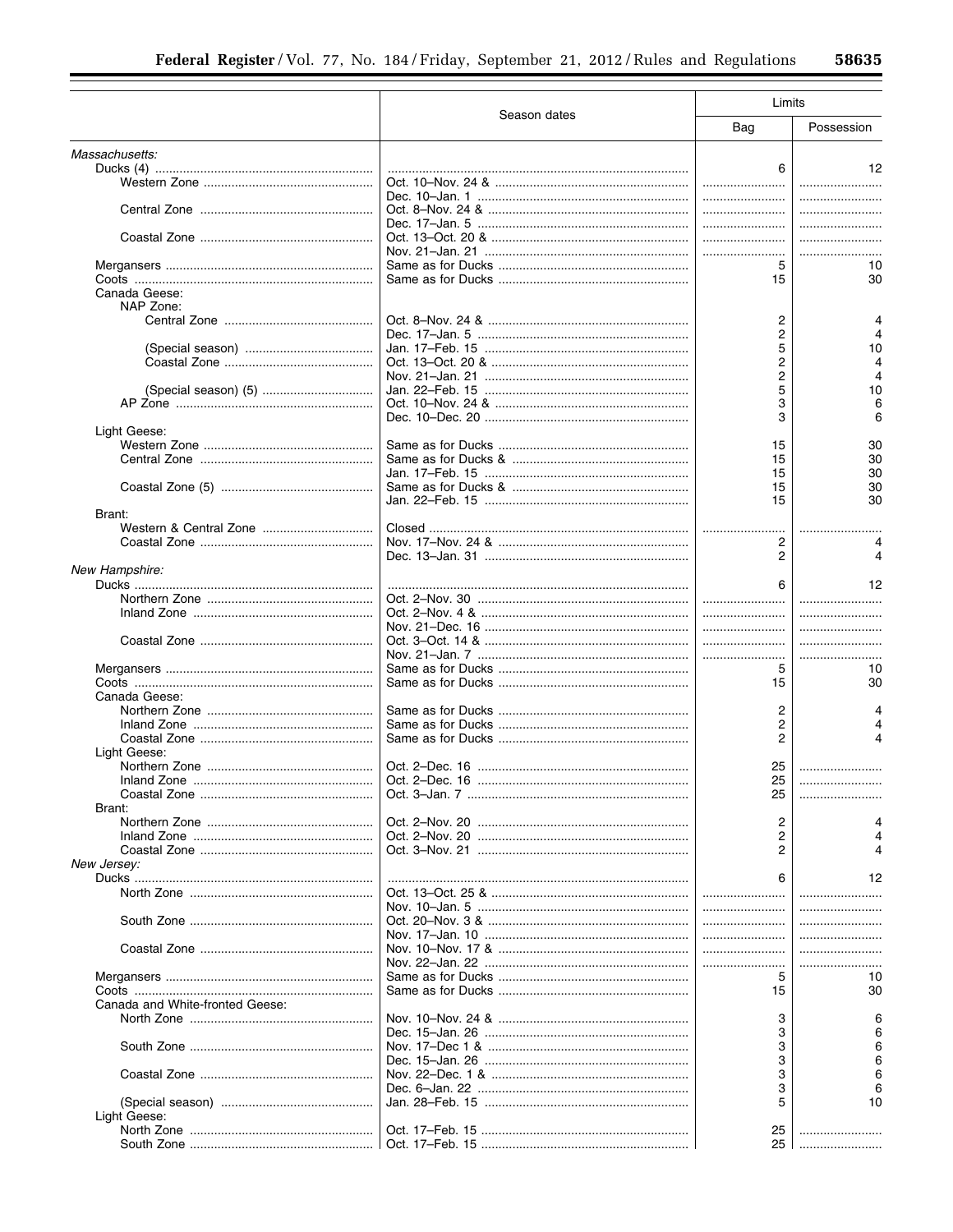| | Season dates | Limits | |
|---|---|---|---|
| | | Bag | Possession |
| *Massachusetts:* | | | |
| Ducks (4) | | 6 | 12 |
| Western Zone | Oct. 10–Nov. 24 & | | |
| | Dec. 10–Jan. 1 | | |
| Central Zone | Oct. 8–Nov. 24 & | | |
| | Dec. 17–Jan. 5 | | |
| Coastal Zone | Oct. 13–Oct. 20 & | | |
| | Nov. 21–Jan. 21 | | |
| Mergansers | Same as for Ducks | 5 | 10 |
| Coots | Same as for Ducks | 15 | 30 |
| Canada Geese: | | | |
| NAP Zone: | | | |
| Central Zone | Oct. 8–Nov. 24 & | 2 | 4 |
| | Dec. 17–Jan. 5 | 2 | 4 |
| (Special season) | Jan. 17–Feb. 15 | 5 | 10 |
| Coastal Zone | Oct. 13–Oct. 20 & | 2 | 4 |
| | Nov. 21–Jan. 21 | 2 | 4 |
| (Special season) (5) | Jan. 22–Feb. 15 | 5 | 10 |
| AP Zone | Oct. 10–Nov. 24 & | 3 | 6 |
| | Dec. 10–Dec. 20 | 3 | 6 |
| Light Geese: | | | |
| Western Zone | Same as for Ducks | 15 | 30 |
| Central Zone | Same as for Ducks & | 15 | 30 |
| | Jan. 17–Feb. 15 | 15 | 30 |
| Coastal Zone (5) | Same as for Ducks & | 15 | 30 |
| | Jan. 22–Feb. 15 | 15 | 30 |
| Brant: | | | |
| Western & Central Zone | Closed | | |
| Coastal Zone | Nov. 17–Nov. 24 & | 2 | 4 |
| | Dec. 13–Jan. 31 | 2 | 4 |
| *New Hampshire:* | | | |
| Ducks | | 6 | 12 |
| Northern Zone | Oct. 2–Nov. 30 | | |
| Inland Zone | Oct. 2–Nov. 4 & | | |
| | Nov. 21–Dec. 16 | | |
| Coastal Zone | Oct. 3–Oct. 14 & | | |
| | Nov. 21–Jan. 7 | | |
| Mergansers | Same as for Ducks | 5 | 10 |
| Coots | Same as for Ducks | 15 | 30 |
| Canada Geese: | | | |
| Northern Zone | Same as for Ducks | 2 | 4 |
| Inland Zone | Same as for Ducks | 2 | 4 |
| Coastal Zone | Same as for Ducks | 2 | 4 |
| Light Geese: | | | |
| Northern Zone | Oct. 2–Dec. 16 | 25 | |
| Inland Zone | Oct. 2–Dec. 16 | 25 | |
| Coastal Zone | Oct. 3–Jan. 7 | 25 | |
| Brant: | | | |
| Northern Zone | Oct. 2–Nov. 20 | 2 | 4 |
| Inland Zone | Oct. 2–Nov. 20 | 2 | 4 |
| Coastal Zone | Oct. 3–Nov. 21 | 2 | 4 |
| *New Jersey:* | | | |
| Ducks | | 6 | 12 |
| North Zone | Oct. 13–Oct. 25 & | | |
| | Nov. 10–Jan. 5 | | |
| South Zone | Oct. 20–Nov. 3 & | | |
| | Nov. 17–Jan. 10 | | |
| Coastal Zone | Nov. 10–Nov. 17 & | | |
| | Nov. 22–Jan. 22 | | |
| Mergansers | Same as for Ducks | 5 | 10 |
| Coots | Same as for Ducks | 15 | 30 |
| Canada and White-fronted Geese: | | | |
| North Zone | Nov. 10–Nov. 24 & | 3 | 6 |
| | Dec. 15–Jan. 26 | 3 | 6 |
| South Zone | Nov. 17–Dec 1 & | 3 | 6 |
| | Dec. 15–Jan. 26 | 3 | 6 |
| Coastal Zone | Nov. 22–Dec. 1 & | 3 | 6 |
| | Dec. 6–Jan. 22 | 3 | 6 |
| (Special season) | Jan. 28–Feb. 15 | 5 | 10 |
| Light Geese: | | | |
| North Zone | Oct. 17–Feb. 15 | 25 | |
| South Zone | Oct. 17–Feb. 15 | 25 | |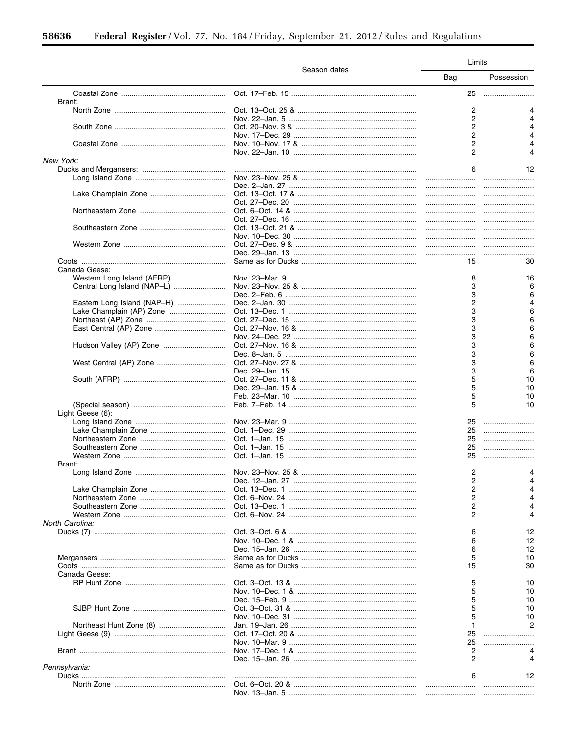| | Season dates | Limits | |
|---|---|---|---|
| | | Bag | Possession |
| Coastal Zone | Oct. 17–Feb. 15 | 25 | |
| Brant: | | | |
| North Zone | Oct. 13–Oct. 25 & | 2 | 4 |
| | Nov. 22–Jan. 5 | 2 | 4 |
| South Zone | Oct. 20–Nov. 3 & | 2 | 4 |
| | Nov. 17–Dec. 29 | 2 | 4 |
| Coastal Zone | Nov. 10–Nov. 17 & | 2 | 4 |
| | Nov. 22–Jan. 10 | 2 | 4 |
| *New York:* | | | |
| Ducks and Mergansers: | | 6 | 12 |
| Long Island Zone | Nov. 23–Nov. 25 & | | |
| | Dec. 2–Jan. 27 | | |
| Lake Champlain Zone | Oct. 13–Oct. 17 & | | |
| | Oct. 27–Dec. 20 | | |
| Northeastern Zone | Oct. 6–Oct. 14 & | | |
| | Oct. 27–Dec. 16 | | |
| Southeastern Zone | Oct. 13–Oct. 21 & | | |
| | Nov. 10–Dec. 30 | | |
| Western Zone | Oct. 27–Dec. 9 & | | |
| | Dec. 29–Jan. 13 | | |
| Coots | Same as for Ducks | 15 | 30 |
| Canada Geese: | | | |
| Western Long Island (AFRP) | Nov. 23–Mar. 9 | 8 | 16 |
| Central Long Island (NAP–L) | Nov. 23–Nov. 25 & | 3 | 6 |
| | Dec. 2–Feb. 6 | 3 | 6 |
| Eastern Long Island (NAP–H) | Dec. 2–Jan. 30 | 2 | 4 |
| Lake Champlain (AP) Zone | Oct. 13–Dec. 1 | 3 | 6 |
| Northeast (AP) Zone | Oct. 27–Dec. 15 | 3 | 6 |
| East Central (AP) Zone | Oct. 27–Nov. 16 & | 3 | 6 |
| | Nov. 24–Dec. 22 | 3 | 6 |
| Hudson Valley (AP) Zone | Oct. 27–Nov. 16 & | 3 | 6 |
| | Dec. 8–Jan. 5 | 3 | 6 |
| West Central (AP) Zone | Oct. 27–Nov. 27 & | 3 | 6 |
| | Dec. 29–Jan. 15 | 3 | 6 |
| South (AFRP) | Oct. 27–Dec. 11 & | 5 | 10 |
| | Dec. 29–Jan. 15 & | 5 | 10 |
| | Feb. 23–Mar. 10 | 5 | 10 |
| (Special season) | Feb. 7–Feb. 14 | 5 | 10 |
| Light Geese (6): | | | |
| Long Island Zone | Nov. 23–Mar. 9 | 25 | |
| Lake Champlain Zone | Oct. 1–Dec. 29 | 25 | |
| Northeastern Zone | Oct. 1–Jan. 15 | 25 | |
| Southeastern Zone | Oct. 1–Jan. 15 | 25 | |
| Western Zone | Oct. 1–Jan. 15 | 25 | |
| Brant: | | | |
| Long Island Zone | Nov. 23–Nov. 25 & | 2 | 4 |
| | Dec. 12–Jan. 27 | 2 | 4 |
| Lake Champlain Zone | Oct. 13–Dec. 1 | 2 | 4 |
| Northeastern Zone | Oct. 6–Nov. 24 | 2 | 4 |
| Southeastern Zone | Oct. 13–Dec. 1 | 2 | 4 |
| Western Zone | Oct. 6–Nov. 24 | 2 | 4 |
| *North Carolina:* | | | |
| Ducks (7) | Oct. 3–Oct. 6 & | 6 | 12 |
| | Nov. 10–Dec. 1 & | 6 | 12 |
| | Dec. 15–Jan. 26 | 6 | 12 |
| Mergansers | Same as for Ducks | 5 | 10 |
| Coots | Same as for Ducks | 15 | 30 |
| Canada Geese: | | | |
| RP Hunt Zone | Oct. 3–Oct. 13 & | 5 | 10 |
| | Nov. 10–Dec. 1 & | 5 | 10 |
| | Dec. 15–Feb. 9 | 5 | 10 |
| SJBP Hunt Zone | Oct. 3–Oct. 31 & | 5 | 10 |
| | Nov. 10–Dec. 31 | 5 | 10 |
| Northeast Hunt Zone (8) | Jan. 19–Jan. 26 | 1 | 2 |
| Light Geese (9) | Oct. 17–Oct. 20 & | 25 | |
| | Nov. 10–Mar. 9 | 25 | |
| Brant | Nov. 17–Dec. 1 & | 2 | 4 |
| | Dec. 15–Jan. 26 | 2 | 4 |
| *Pennsylvania:* | | | |
| Ducks | | 6 | 12 |
| North Zone | Oct. 6–Oct. 20 & | | |
| | Nov. 13–Jan. 5 | | |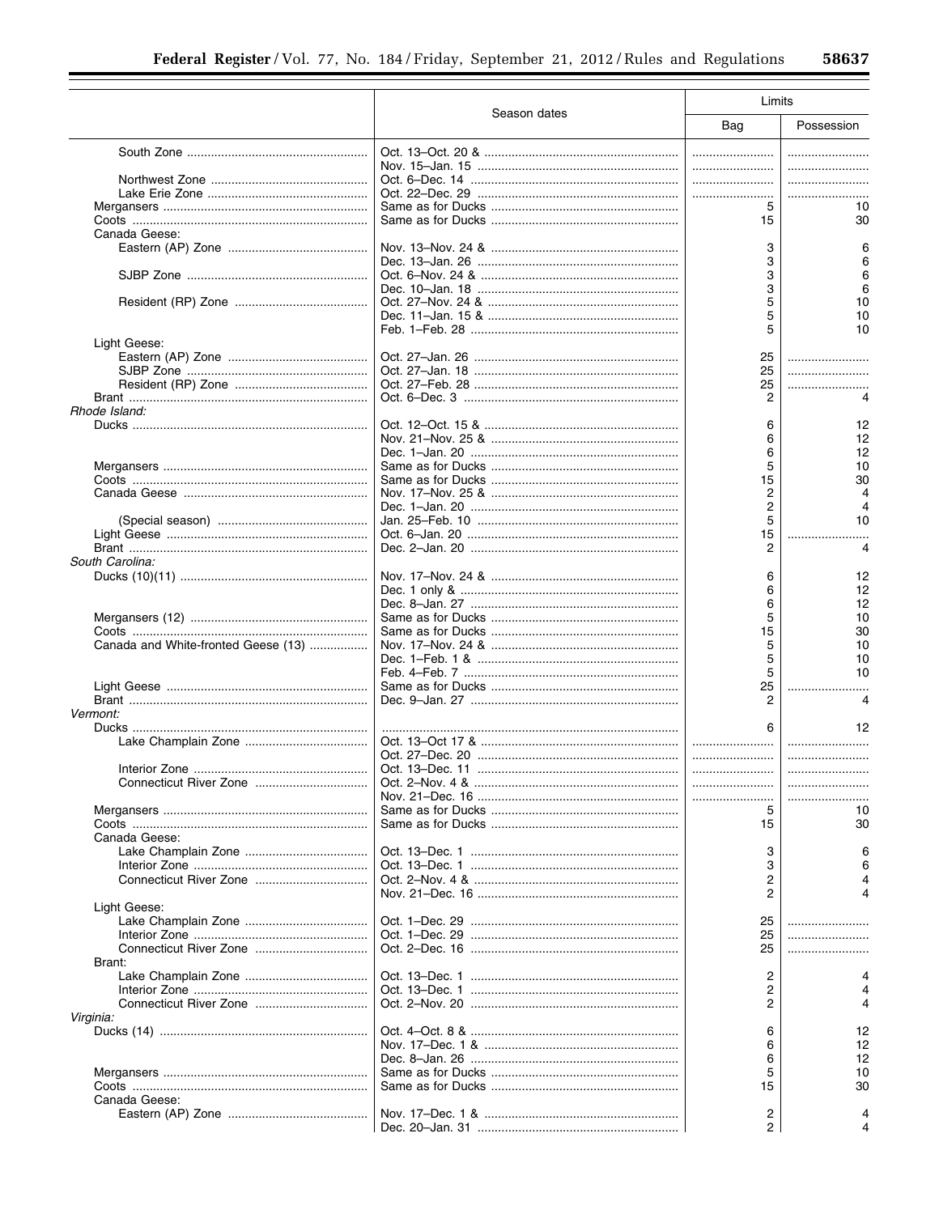| | Season dates | Limits | |
|---|---|---|---|
| | | Bag | Possession |
| South Zone | Oct. 13–Oct. 20 & | | |
| | Nov. 15–Jan. 15 | | |
| Northwest Zone | Oct. 6–Dec. 14 | | |
| Lake Erie Zone | Oct. 22–Dec. 29 | | |
| Mergansers | Same as for Ducks | 5 | 10 |
| Coots | Same as for Ducks | 15 | 30 |
| Canada Geese: | | | |
| Eastern (AP) Zone | Nov. 13–Nov. 24 & | 3 | 6 |
| | Dec. 13–Jan. 26 | 3 | 6 |
| SJBP Zone | Oct. 6–Nov. 24 & | 3 | 6 |
| | Dec. 10–Jan. 18 | 3 | 6 |
| Resident (RP) Zone | Oct. 27–Nov. 24 & | 5 | 10 |
| | Dec. 11–Jan. 15 & | 5 | 10 |
| | Feb. 1–Feb. 28 | 5 | 10 |
| Light Geese: | | | |
| Eastern (AP) Zone | Oct. 27–Jan. 26 | 25 | |
| SJBP Zone | Oct. 27–Jan. 18 | 25 | |
| Resident (RP) Zone | Oct. 27–Feb. 28 | 25 | |
| Brant | Oct. 6–Dec. 3 | 2 | 4 |
| *Rhode Island:* | | | |
| Ducks | Oct. 12–Oct. 15 & | 6 | 12 |
| | Nov. 21–Nov. 25 & | 6 | 12 |
| | Dec. 1–Jan. 20 | 6 | 12 |
| Mergansers | Same as for Ducks | 5 | 10 |
| Coots | Same as for Ducks | 15 | 30 |
| Canada Geese | Nov. 17–Nov. 25 & | 2 | 4 |
| | Dec. 1–Jan. 20 | 2 | 4 |
| (Special season) | Jan. 25–Feb. 10 | 5 | 10 |
| Light Geese | Oct. 6–Jan. 20 | 15 | |
| Brant | Dec. 2–Jan. 20 | 2 | 4 |
| *South Carolina:* | | | |
| Ducks (10)(11) | Nov. 17–Nov. 24 & | 6 | 12 |
| | Dec. 1 only & | 6 | 12 |
| | Dec. 8–Jan. 27 | 6 | 12 |
| Mergansers (12) | Same as for Ducks | 5 | 10 |
| Coots | Same as for Ducks | 15 | 30 |
| Canada and White-fronted Geese (13) | Nov. 17–Nov. 24 & | 5 | 10 |
| | Dec. 1–Feb. 1 & | 5 | 10 |
| | Feb. 4–Feb. 7 | 5 | 10 |
| Light Geese | Same as for Ducks | 25 | |
| Brant | Dec. 9–Jan. 27 | 2 | 4 |
| *Vermont:* | | | |
| Ducks | | 6 | 12 |
| Lake Champlain Zone | Oct. 13–Oct 17 & | | |
| | Oct. 27–Dec. 20 | | |
| Interior Zone | Oct. 13–Dec. 11 | | |
| Connecticut River Zone | Oct. 2–Nov. 4 & | | |
| | Nov. 21–Dec. 16 | | |
| Mergansers | Same as for Ducks | 5 | 10 |
| Coots | Same as for Ducks | 15 | 30 |
| Canada Geese: | | | |
| Lake Champlain Zone | Oct. 13–Dec. 1 | 3 | 6 |
| Interior Zone | Oct. 13–Dec. 1 | 3 | 6 |
| Connecticut River Zone | Oct. 2–Nov. 4 & | 2 | 4 |
| | Nov. 21–Dec. 16 | 2 | 4 |
| Light Geese: | | | |
| Lake Champlain Zone | Oct. 1–Dec. 29 | 25 | |
| Interior Zone | Oct. 1–Dec. 29 | 25 | |
| Connecticut River Zone | Oct. 2–Dec. 16 | 25 | |
| Brant: | | | |
| Lake Champlain Zone | Oct. 13–Dec. 1 | 2 | 4 |
| Interior Zone | Oct. 13–Dec. 1 | 2 | 4 |
| Connecticut River Zone | Oct. 2–Nov. 20 | 2 | 4 |
| *Virginia:* | | | |
| Ducks (14) | Oct. 4–Oct. 8 & | 6 | 12 |
| | Nov. 17–Dec. 1 & | 6 | 12 |
| | Dec. 8–Jan. 26 | 6 | 12 |
| Mergansers | Same as for Ducks | 5 | 10 |
| Coots | Same as for Ducks | 15 | 30 |
| Canada Geese: | | | |
| Eastern (AP) Zone | Nov. 17–Dec. 1 & | 2 | 4 |
| | Dec. 20–Jan. 31 | 2 | 4 |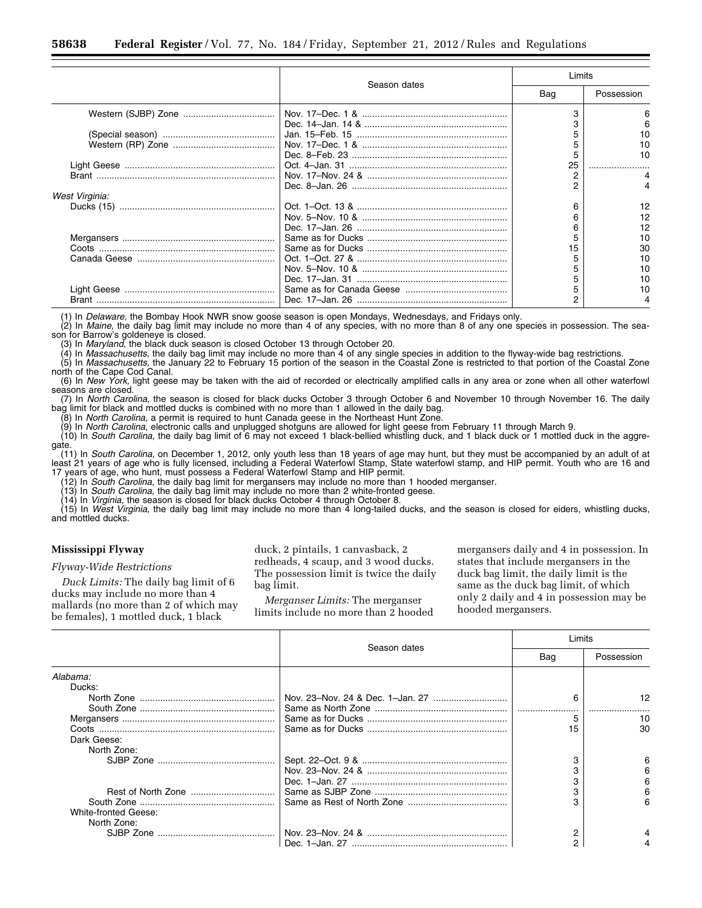| | Season dates | Limits | |
|---|---|---|---|
| | | Bag | Possession |
| Western (SJBP) Zone | Nov. 17–Dec. 1 & | 3 | 6 |
| | Dec. 14–Jan. 14 & | 3 | 6 |
| (Special season) | Jan. 15–Feb. 15 | 5 | 10 |
| Western (RP) Zone | Nov. 17–Dec. 1 & | 5 | 10 |
| | Dec. 8–Feb. 23 | 5 | 10 |
| Light Geese | Oct. 4–Jan. 31 | 25 | |
| Brant | Nov. 17–Nov. 24 & | 2 | 4 |
| | Dec. 8–Jan. 26 | 2 | 4 |
| *West Virginia:* | | | |
| Ducks (15) | Oct. 1–Oct. 13 & | 6 | 12 |
| | Nov. 5–Nov. 10 & | 6 | 12 |
| | Dec. 17–Jan. 26 | 6 | 12 |
| Mergansers | Same as for Ducks | 5 | 10 |
| Coots | Same as for Ducks | 15 | 30 |
| Canada Geese | Oct. 1–Oct. 27 & | 5 | 10 |
| | Nov. 5–Nov. 10 & | 5 | 10 |
| | Dec. 17–Jan. 31 | 5 | 10 |
| Light Geese | Same as for Canada Geese | 5 | 10 |
| Brant | Dec. 17–Jan. 26 | 2 | 4 |

(1) In *Delaware,* the Bombay Hook NWR snow goose season is open Mondays, Wednesdays, and Fridays only.

(2) In *Maine,* the daily bag limit may include no more than 4 of any species, with no more than 8 of any one species in possession. The season for Barrow's goldeneye is closed.

(3) In *Maryland,* the black duck season is closed October 13 through October 20.

(4) In *Massachusetts,* the daily bag limit may include no more than 4 of any single species in addition to the flyway-wide bag restrictions.

(5) In *Massachusetts,* the January 22 to February 15 portion of the season in the Coastal Zone is restricted to that portion of the Coastal Zone north of the Cape Cod Canal.

(6) In *New York,* light geese may be taken with the aid of recorded or electrically amplified calls in any area or zone when all other waterfowl seasons are closed.

(7) In *North Carolina,* the season is closed for black ducks October 3 through October 6 and November 10 through November 16. The daily bag limit for black and mottled ducks is combined with no more than 1 allowed in the daily bag.

(8) In *North Carolina,* a permit is required to hunt Canada geese in the Northeast Hunt Zone.

(9) In *North Carolina,* electronic calls and unplugged shotguns are allowed for light geese from February 11 through March 9.

(10) In *South Carolina,* the daily bag limit of 6 may not exceed 1 black-bellied whistling duck, and 1 black duck or 1 mottled duck in the aggregate.

(11) In *South Carolina,* on December 1, 2012, only youth less than 18 years of age may hunt, but they must be accompanied by an adult of at least 21 years of age who is fully licensed, including a Federal Waterfowl Stamp, State waterfowl stamp, and HIP permit. Youth who are 16 and 17 years of age, who hunt, must possess a Federal Waterfowl Stamp and HIP permit.

(12) In *South Carolina,* the daily bag limit for mergansers may include no more than 1 hooded merganser.

(13) In *South Carolina,* the daily bag limit may include no more than 2 white-fronted geese.

(14) In *Virginia,* the season is closed for black ducks October 4 through October 8.

(15) In *West Virginia,* the daily bag limit may include no more than 4 long-tailed ducks, and the season is closed for eiders, whistling ducks, and mottled ducks.

**Mississippi Flyway**

*Flyway-Wide Restrictions*

*Duck Limits:* The daily bag limit of 6 ducks may include no more than 4 mallards (no more than 2 of which may be females), 1 mottled duck, 1 black duck, 2 pintails, 1 canvasback, 2 redheads, 4 scaup, and 3 wood ducks. The possession limit is twice the daily bag limit.

*Merganser Limits:* The merganser limits include no more than 2 hooded mergansers daily and 4 in possession. In states that include mergansers in the duck bag limit, the daily limit is the same as the duck bag limit, of which only 2 daily and 4 in possession may be hooded mergansers.

| | Season dates | Limits | |
|---|---|---|---|
| | | Bag | Possession |
| *Alabama:* | | | |
| Ducks: | | | |
| North Zone | Nov. 23–Nov. 24 & Dec. 1–Jan. 27 | 6 | 12 |
| South Zone | Same as North Zone | | |
| Mergansers | Same as for Ducks | 5 | 10 |
| Coots | Same as for Ducks | 15 | 30 |
| Dark Geese: | | | |
| North Zone: | | | |
| SJBP Zone | Sept. 22–Oct. 9 & | 3 | 6 |
| | Nov. 23–Nov. 24 & | 3 | 6 |
| | Dec. 1–Jan. 27 | 3 | 6 |
| Rest of North Zone | Same as SJBP Zone | 3 | 6 |
| South Zone | Same as Rest of North Zone | 3 | 6 |
| White-fronted Geese: | | | |
| North Zone: | | | |
| SJBP Zone | Nov. 23–Nov. 24 & | 2 | 4 |
| | Dec. 1–Jan. 27 | 2 | 4 |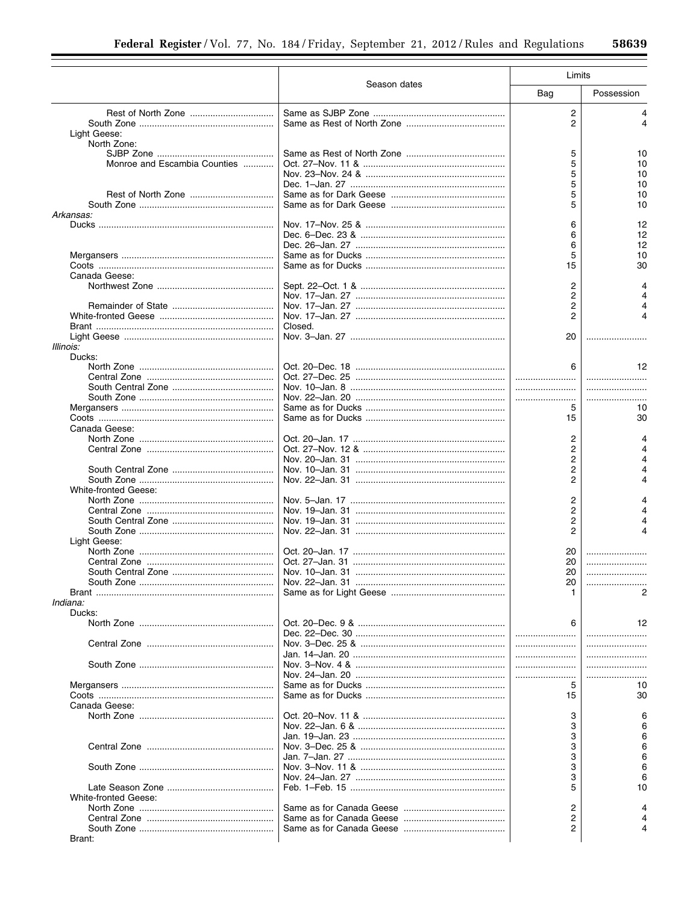| | Season dates | Limits | |
|---|---|---|---|
| | | Bag | Possession |
| Rest of North Zone | Same as SJBP Zone | 2 | 4 |
| South Zone | Same as Rest of North Zone | 2 | 4 |
| Light Geese: | | | |
| North Zone: | | | |
| SJBP Zone | Same as Rest of North Zone | 5 | 10 |
| Monroe and Escambia Counties | Oct. 27–Nov. 11 & | 5 | 10 |
| | Nov. 23–Nov. 24 & | 5 | 10 |
| | Dec. 1–Jan. 27 | 5 | 10 |
| Rest of North Zone | Same as for Dark Geese | 5 | 10 |
| South Zone | Same as for Dark Geese | 5 | 10 |
| *Arkansas:* | | | |
| Ducks | Nov. 17–Nov. 25 & | 6 | 12 |
| | Dec. 6–Dec. 23 & | 6 | 12 |
| | Dec. 26–Jan. 27 | 6 | 12 |
| Mergansers | Same as for Ducks | 5 | 10 |
| Coots | Same as for Ducks | 15 | 30 |
| Canada Geese: | | | |
| Northwest Zone | Sept. 22–Oct. 1 & | 2 | 4 |
| | Nov. 17–Jan. 27 | 2 | 4 |
| Remainder of State | Nov. 17–Jan. 27 | 2 | 4 |
| White-fronted Geese | Nov. 17–Jan. 27 | 2 | 4 |
| Brant | Closed. | | |
| Light Geese | Nov. 3–Jan. 27 | 20 | |
| *Illinois:* | | | |
| Ducks: | | | |
| North Zone | Oct. 20–Dec. 18 | 6 | 12 |
| Central Zone | Oct. 27–Dec. 25 | | |
| South Central Zone | Nov. 10–Jan. 8 | | |
| South Zone | Nov. 22–Jan. 20 | | |
| Mergansers | Same as for Ducks | 5 | 10 |
| Coots | Same as for Ducks | 15 | 30 |
| Canada Geese: | | | |
| North Zone | Oct. 20–Jan. 17 | 2 | 4 |
| Central Zone | Oct. 27–Nov. 12 & | 2 | 4 |
| | Nov. 20–Jan. 31 | 2 | 4 |
| South Central Zone | Nov. 10–Jan. 31 | 2 | 4 |
| South Zone | Nov. 22–Jan. 31 | 2 | 4 |
| White-fronted Geese: | | | |
| North Zone | Nov. 5–Jan. 17 | 2 | 4 |
| Central Zone | Nov. 19–Jan. 31 | 2 | 4 |
| South Central Zone | Nov. 19–Jan. 31 | 2 | 4 |
| South Zone | Nov. 22–Jan. 31 | 2 | 4 |
| Light Geese: | | | |
| North Zone | Oct. 20–Jan. 17 | 20 | |
| Central Zone | Oct. 27–Jan. 31 | 20 | |
| South Central Zone | Nov. 10–Jan. 31 | 20 | |
| South Zone | Nov. 22–Jan. 31 | 20 | |
| Brant | Same as for Light Geese | 1 | 2 |
| *Indiana:* | | | |
| Ducks: | | | |
| North Zone | Oct. 20–Dec. 9 & | 6 | 12 |
| | Dec. 22–Dec. 30 | | |
| Central Zone | Nov. 3–Dec. 25 & | | |
| | Jan. 14–Jan. 20 | | |
| South Zone | Nov. 3–Nov. 4 & | | |
| | Nov. 24–Jan. 20 | | |
| Mergansers | Same as for Ducks | 5 | 10 |
| Coots | Same as for Ducks | 15 | 30 |
| Canada Geese: | | | |
| North Zone | Oct. 20–Nov. 11 & | 3 | 6 |
| | Nov. 22–Jan. 6 & | 3 | 6 |
| | Jan. 19–Jan. 23 | 3 | 6 |
| Central Zone | Nov. 3–Dec. 25 & | 3 | 6 |
| | Jan. 7–Jan. 27 | 3 | 6 |
| South Zone | Nov. 3–Nov. 11 & | 3 | 6 |
| | Nov. 24–Jan. 27 | 3 | 6 |
| Late Season Zone | Feb. 1–Feb. 15 | 5 | 10 |
| White-fronted Geese: | | | |
| North Zone | Same as for Canada Geese | 2 | 4 |
| Central Zone | Same as for Canada Geese | 2 | 4 |
| South Zone | Same as for Canada Geese | 2 | 4 |
| Brant: | | | |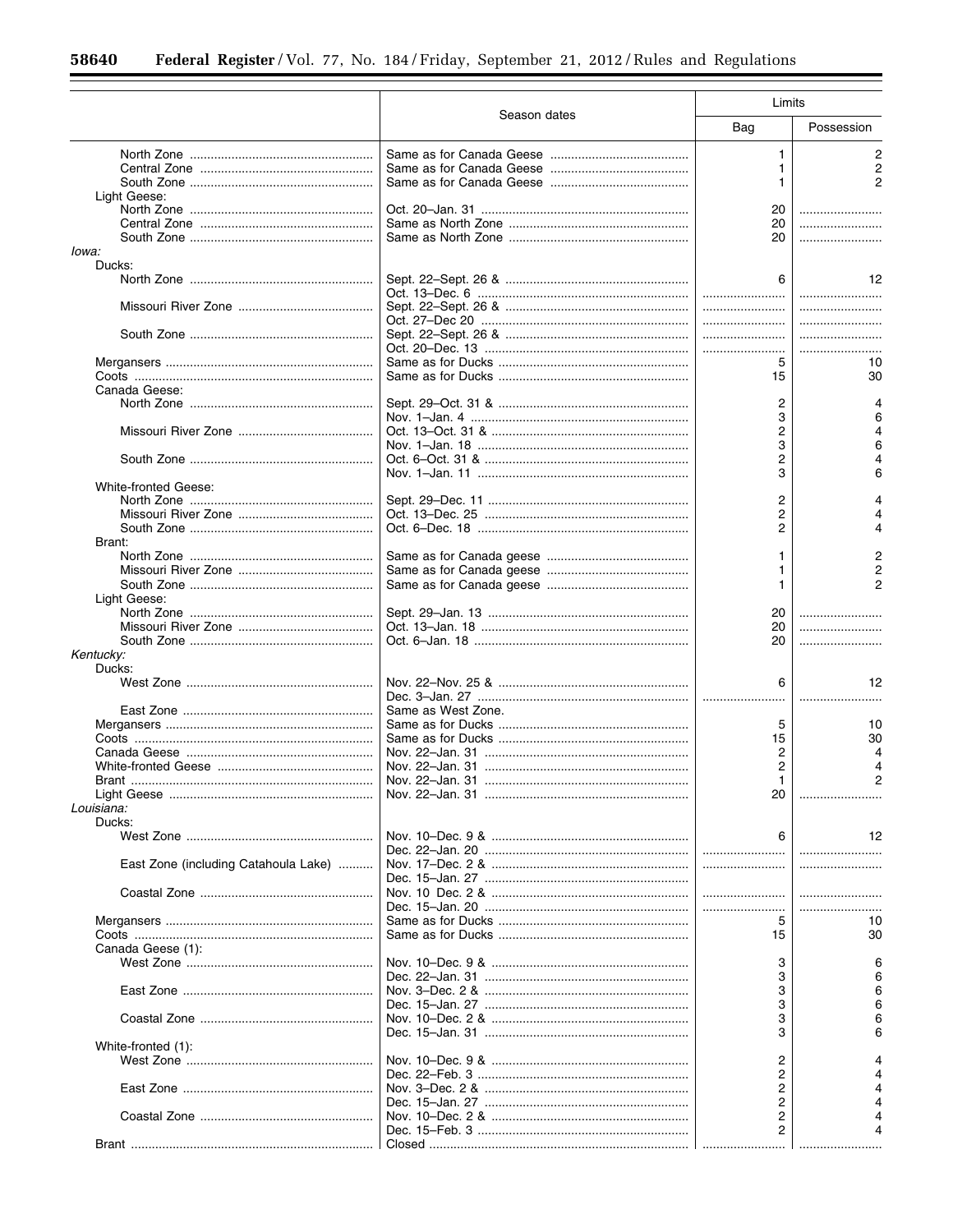| | Season dates | Limits | |
|---|---|---|---|
| | | Bag | Possession |
| North Zone | Same as for Canada Geese | 1 | 2 |
| Central Zone | Same as for Canada Geese | 1 | 2 |
| South Zone | Same as for Canada Geese | 1 | 2 |
| Light Geese: | | | |
| North Zone | Oct. 20–Jan. 31 | 20 | |
| Central Zone | Same as North Zone | 20 | |
| South Zone | Same as North Zone | 20 | |
| *Iowa:* | | | |
| Ducks: | | | |
| North Zone | Sept. 22–Sept. 26 & | 6 | 12 |
| | Oct. 13–Dec. 6 | | |
| Missouri River Zone | Sept. 22–Sept. 26 & | | |
| | Oct. 27–Dec 20 | | |
| South Zone | Sept. 22–Sept. 26 & | | |
| | Oct. 20–Dec. 13 | | |
| Mergansers | Same as for Ducks | 5 | 10 |
| Coots | Same as for Ducks | 15 | 30 |
| Canada Geese: | | | |
| North Zone | Sept. 29–Oct. 31 & | 2 | 4 |
| | Nov. 1–Jan. 4 | 3 | 6 |
| Missouri River Zone | Oct. 13–Oct. 31 & | 2 | 4 |
| | Nov. 1–Jan. 18 | 3 | 6 |
| South Zone | Oct. 6–Oct. 31 & | 2 | 4 |
| | Nov. 1–Jan. 11 | 3 | 6 |
| White-fronted Geese: | | | |
| North Zone | Sept. 29–Dec. 11 | 2 | 4 |
| Missouri River Zone | Oct. 13–Dec. 25 | 2 | 4 |
| South Zone | Oct. 6–Dec. 18 | 2 | 4 |
| Brant: | | | |
| North Zone | Same as for Canada geese | 1 | 2 |
| Missouri River Zone | Same as for Canada geese | 1 | 2 |
| South Zone | Same as for Canada geese | 1 | 2 |
| Light Geese: | | | |
| North Zone | Sept. 29–Jan. 13 | 20 | |
| Missouri River Zone | Oct. 13–Jan. 18 | 20 | |
| South Zone | Oct. 6–Jan. 18 | 20 | |
| *Kentucky:* | | | |
| Ducks: | | | |
| West Zone | Nov. 22–Nov. 25 & | 6 | 12 |
| | Dec. 3–Jan. 27 | | |
| East Zone | Same as West Zone. | | |
| Mergansers | Same as for Ducks | 5 | 10 |
| Coots | Same as for Ducks | 15 | 30 |
| Canada Geese | Nov. 22–Jan. 31 | 2 | 4 |
| White-fronted Geese | Nov. 22–Jan. 31 | 2 | 4 |
| Brant | Nov. 22–Jan. 31 | 1 | 2 |
| Light Geese | Nov. 22–Jan. 31 | 20 | |
| *Louisiana:* | | | |
| Ducks: | | | |
| West Zone | Nov. 10–Dec. 9 & | 6 | 12 |
| | Dec. 22–Jan. 20 | | |
| East Zone (including Catahoula Lake) | Nov. 17–Dec. 2 & | | |
| | Dec. 15–Jan. 27 | | |
| Coastal Zone | Nov. 10 Dec. 2 & | | |
| | Dec. 15–Jan. 20 | | |
| Mergansers | Same as for Ducks | 5 | 10 |
| Coots | Same as for Ducks | 15 | 30 |
| Canada Geese (1): | | | |
| West Zone | Nov. 10–Dec. 9 & | 3 | 6 |
| | Dec. 22–Jan. 31 | 3 | 6 |
| East Zone | Nov. 3–Dec. 2 & | 3 | 6 |
| | Dec. 15–Jan. 27 | 3 | 6 |
| Coastal Zone | Nov. 10–Dec. 2 & | 3 | 6 |
| | Dec. 15–Jan. 31 | 3 | 6 |
| White-fronted (1): | | | |
| West Zone | Nov. 10–Dec. 9 & | 2 | 4 |
| | Dec. 22–Feb. 3 | 2 | 4 |
| East Zone | Nov. 3–Dec. 2 & | 2 | 4 |
| | Dec. 15–Jan. 27 | 2 | 4 |
| Coastal Zone | Nov. 10–Dec. 2 & | 2 | 4 |
| | Dec. 15–Feb. 3 | 2 | 4 |
| Brant | Closed | | |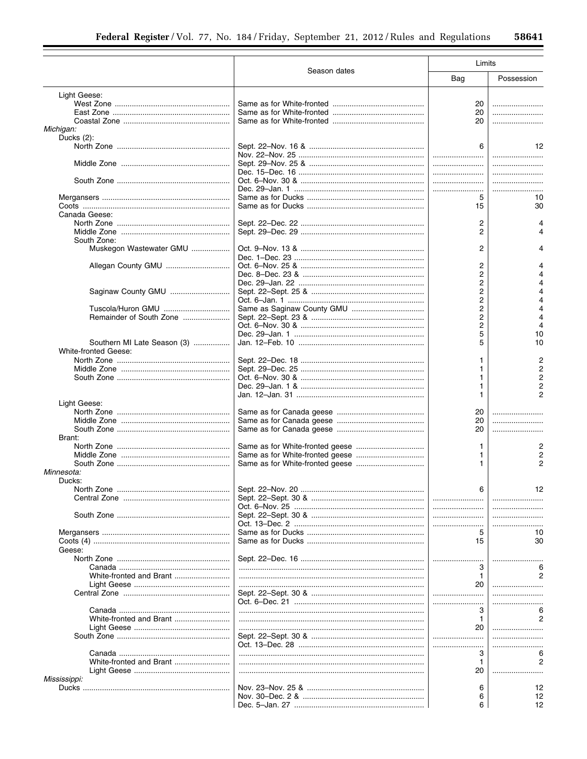| | Season dates | Limits | |
|---|---|---|---|
| | | Bag | Possession |
| Light Geese: | | | |
| West Zone | Same as for White-fronted | 20 | |
| East Zone | Same as for White-fronted | 20 | |
| Coastal Zone | Same as for White-fronted | 20 | |
| *Michigan:* | | | |
| Ducks (2): | | | |
| North Zone | Sept. 22–Nov. 16 & | 6 | 12 |
| | Nov. 22–Nov. 25 | | |
| Middle Zone | Sept. 29–Nov. 25 & | | |
| | Dec. 15–Dec. 16 | | |
| South Zone | Oct. 6–Nov. 30 & | | |
| | Dec. 29–Jan. 1 | | |
| Mergansers | Same as for Ducks | 5 | 10 |
| Coots | Same as for Ducks | 15 | 30 |
| Canada Geese: | | | |
| North Zone | Sept. 22–Dec. 22 | 2 | 4 |
| Middle Zone | Sept. 29–Dec. 29 | 2 | 4 |
| South Zone: | | | |
| Muskegon Wastewater GMU | Oct. 9–Nov. 13 & | 2 | 4 |
| | Dec. 1–Dec. 23 | | |
| Allegan County GMU | Oct. 6–Nov. 25 & | 2 | 4 |
| | Dec. 8–Dec. 23 & | 2 | 4 |
| | Dec. 29–Jan. 22 | 2 | 4 |
| Saginaw County GMU | Sept. 22–Sept. 25 & | 2 | 4 |
| | Oct. 6–Jan. 1 | 2 | 4 |
| Tuscola/Huron GMU | Same as Saginaw County GMU | 2 | 4 |
| Remainder of South Zone | Sept. 22–Sept. 23 & | 2 | 4 |
| | Oct. 6–Nov. 30 & | 2 | 4 |
| | Dec. 29–Jan. 1 | 5 | 10 |
| Southern MI Late Season (3) | Jan. 12–Feb. 10 | 5 | 10 |
| White-fronted Geese: | | | |
| North Zone | Sept. 22–Dec. 18 | 1 | 2 |
| Middle Zone | Sept. 29–Dec. 25 | 1 | 2 |
| South Zone | Oct. 6–Nov. 30 & | 1 | 2 |
| | Dec. 29–Jan. 1 & | 1 | 2 |
| | Jan. 12–Jan. 31 | 1 | 2 |
| Light Geese: | | | |
| North Zone | Same as for Canada geese | 20 | |
| Middle Zone | Same as for Canada geese | 20 | |
| South Zone | Same as for Canada geese | 20 | |
| Brant: | | | |
| North Zone | Same as for White-fronted geese | 1 | 2 |
| Middle Zone | Same as for White-fronted geese | 1 | 2 |
| South Zone | Same as for White-fronted geese | 1 | 2 |
| *Minnesota:* | | | |
| Ducks: | | | |
| North Zone | Sept. 22–Nov. 20 | 6 | 12 |
| Central Zone | Sept. 22–Sept. 30 & | | |
| | Oct. 6–Nov. 25 | | |
| South Zone | Sept. 22–Sept. 30 & | | |
| | Oct. 13–Dec. 2 | | |
| Mergansers | Same as for Ducks | 5 | 10 |
| Coots (4) | Same as for Ducks | 15 | 30 |
| Geese: | | | |
| North Zone | Sept. 22–Dec. 16 | | |
| Canada | | 3 | 6 |
| White-fronted and Brant | | 1 | 2 |
| Light Geese | | 20 | |
| Central Zone | Sept. 22–Sept. 30 & | | |
| | Oct. 6–Dec. 21 | | |
| Canada | | 3 | 6 |
| White-fronted and Brant | | 1 | 2 |
| Light Geese | | 20 | |
| South Zone | Sept. 22–Sept. 30 & | | |
| | Oct. 13–Dec. 28 | | |
| Canada | | 3 | 6 |
| White-fronted and Brant | | 1 | 2 |
| Light Geese | | 20 | |
| *Mississippi:* | | | |
| Ducks | Nov. 23–Nov. 25 & | 6 | 12 |
| | Nov. 30–Dec. 2 & | 6 | 12 |
| | Dec. 5–Jan. 27 | 6 | 12 |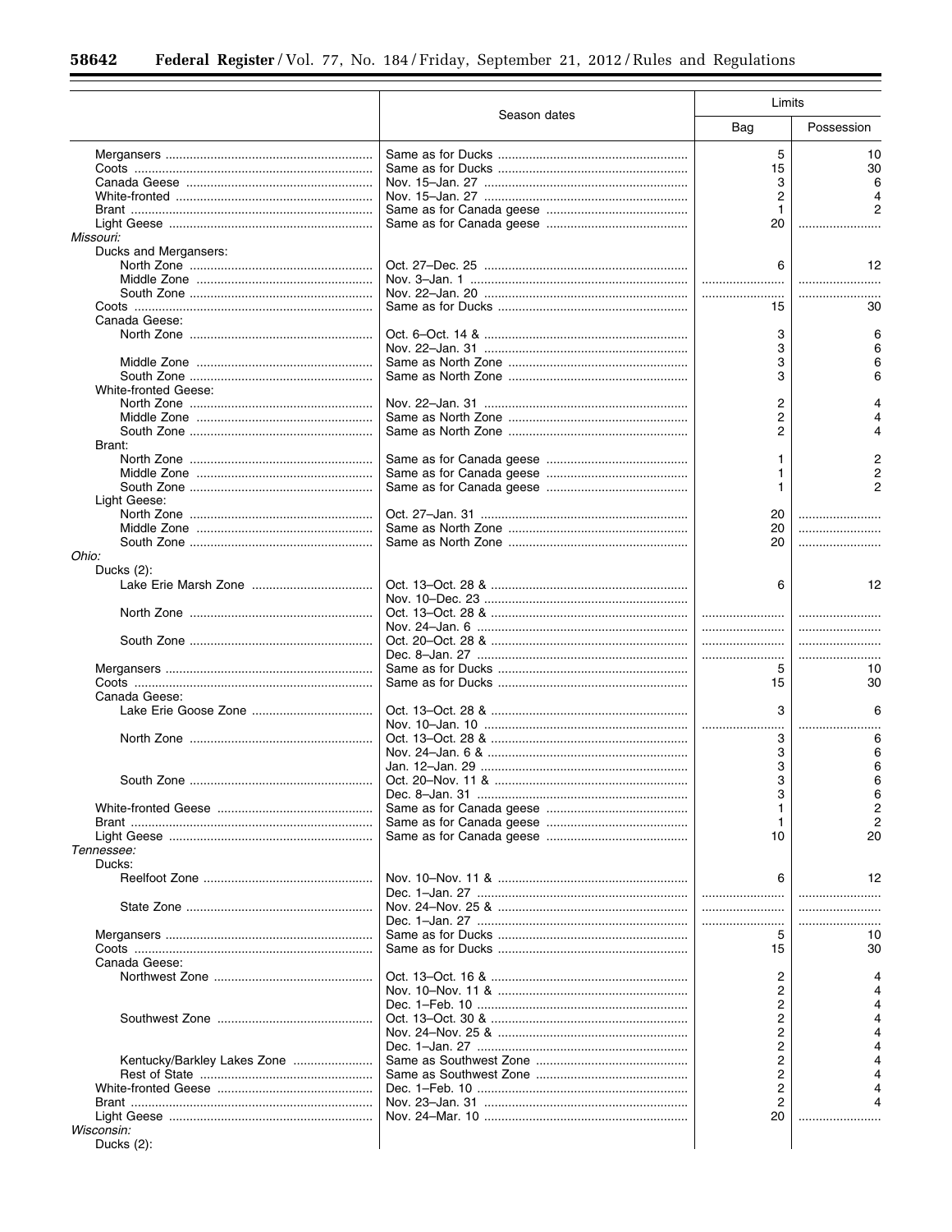| | Season dates | Limits | |
|---|---|---|---|
| | | Bag | Possession |
| Mergansers | Same as for Ducks | 5 | 10 |
| Coots | Same as for Ducks | 15 | 30 |
| Canada Geese | Nov. 15–Jan. 27 | 3 | 6 |
| White-fronted | Nov. 15–Jan. 27 | 2 | 4 |
| Brant | Same as for Canada geese | 1 | 2 |
| Light Geese | Same as for Canada geese | 20 | |
| *Missouri:* | | | |
| Ducks and Mergansers: | | | |
| North Zone | Oct. 27–Dec. 25 | 6 | 12 |
| Middle Zone | Nov. 3–Jan. 1 | | |
| South Zone | Nov. 22–Jan. 20 | | |
| Coots | Same as for Ducks | 15 | 30 |
| Canada Geese: | | | |
| North Zone | Oct. 6–Oct. 14 & | 3 | 6 |
| | Nov. 22–Jan. 31 | 3 | 6 |
| Middle Zone | Same as North Zone | 3 | 6 |
| South Zone | Same as North Zone | 3 | 6 |
| White-fronted Geese: | | | |
| North Zone | Nov. 22–Jan. 31 | 2 | 4 |
| Middle Zone | Same as North Zone | 2 | 4 |
| South Zone | Same as North Zone | 2 | 4 |
| Brant: | | | |
| North Zone | Same as for Canada geese | 1 | 2 |
| Middle Zone | Same as for Canada geese | 1 | 2 |
| South Zone | Same as for Canada geese | 1 | 2 |
| Light Geese: | | | |
| North Zone | Oct. 27–Jan. 31 | 20 | |
| Middle Zone | Same as North Zone | 20 | |
| South Zone | Same as North Zone | 20 | |
| *Ohio:* | | | |
| Ducks (2): | | | |
| Lake Erie Marsh Zone | Oct. 13–Oct. 28 & | 6 | 12 |
| | Nov. 10–Dec. 23 | | |
| North Zone | Oct. 13–Oct. 28 & | | |
| | Nov. 24–Jan. 6 | | |
| South Zone | Oct. 20–Oct. 28 & | | |
| | Dec. 8–Jan. 27 | | |
| Mergansers | Same as for Ducks | 5 | 10 |
| Coots | Same as for Ducks | 15 | 30 |
| Canada Geese: | | | |
| Lake Erie Goose Zone | Oct. 13–Oct. 28 & | 3 | 6 |
| | Nov. 10–Jan. 10 | | |
| North Zone | Oct. 13–Oct. 28 & | 3 | 6 |
| | Nov. 24–Jan. 6 & | 3 | 6 |
| | Jan. 12–Jan. 29 | 3 | 6 |
| South Zone | Oct. 20–Nov. 11 & | 3 | 6 |
| | Dec. 8–Jan. 31 | 3 | 6 |
| White-fronted Geese | Same as for Canada geese | 1 | 2 |
| Brant | Same as for Canada geese | 1 | 2 |
| Light Geese | Same as for Canada geese | 10 | 20 |
| *Tennessee:* | | | |
| Ducks: | | | |
| Reelfoot Zone | Nov. 10–Nov. 11 & | 6 | 12 |
| | Dec. 1–Jan. 27 | | |
| State Zone | Nov. 24–Nov. 25 & | | |
| | Dec. 1–Jan. 27 | | |
| Mergansers | Same as for Ducks | 5 | 10 |
| Coots | Same as for Ducks | 15 | 30 |
| Canada Geese: | | | |
| Northwest Zone | Oct. 13–Oct. 16 & | 2 | 4 |
| | Nov. 10–Nov. 11 & | 2 | 4 |
| | Dec. 1–Feb. 10 | 2 | 4 |
| Southwest Zone | Oct. 13–Oct. 30 & | 2 | 4 |
| | Nov. 24–Nov. 25 & | 2 | 4 |
| | Dec. 1–Jan. 27 | 2 | 4 |
| Kentucky/Barkley Lakes Zone | Same as Southwest Zone | 2 | 4 |
| Rest of State | Same as Southwest Zone | 2 | 4 |
| White-fronted Geese | Dec. 1–Feb. 10 | 2 | 4 |
| Brant | Nov. 23–Jan. 31 | 2 | 4 |
| Light Geese | Nov. 24–Mar. 10 | 20 | |
| *Wisconsin:* | | | |
| Ducks (2): | | | |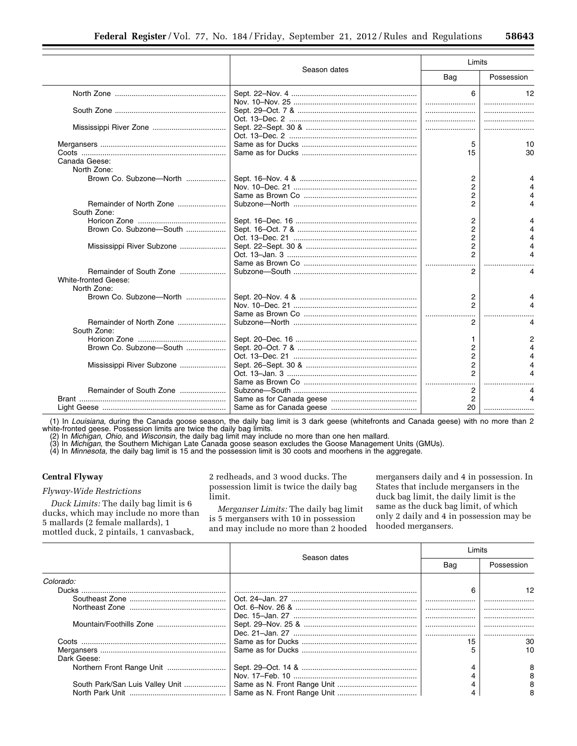| | Season dates | Limits | |
|---|---|---|---|
| | | Bag | Possession |
| North Zone | Sept. 22–Nov. 4 | 6 | 12 |
| | Nov. 10–Nov. 25 | | |
| South Zone | Sept. 29–Oct. 7 & | | |
| | Oct. 13–Dec. 2 | | |
| Mississippi River Zone | Sept. 22–Sept. 30 & | | |
| | Oct. 13–Dec. 2 | | |
| Mergansers | Same as for Ducks | 5 | 10 |
| Coots | Same as for Ducks | 15 | 30 |
| Canada Geese: | | | |
| North Zone: | | | |
| Brown Co. Subzone—North | Sept. 16–Nov. 4 & | 2 | 4 |
| | Nov. 10–Dec. 21 | 2 | 4 |
| | Same as Brown Co | 2 | 4 |
| Remainder of North Zone | Subzone—North | 2 | 4 |
| South Zone: | | | |
| Horicon Zone | Sept. 16–Dec. 16 | 2 | 4 |
| Brown Co. Subzone—South | Sept. 16–Oct. 7 & | 2 | 4 |
| | Oct. 13–Dec. 21 | 2 | 4 |
| Mississippi River Subzone | Sept. 22–Sept. 30 & | 2 | 4 |
| | Oct. 13–Jan. 3 | 2 | 4 |
| | Same as Brown Co | | |
| Remainder of South Zone | Subzone—South | 2 | 4 |
| White-fronted Geese: | | | |
| North Zone: | | | |
| Brown Co. Subzone—North | Sept. 20–Nov. 4 & | 2 | 4 |
| | Nov. 10–Dec. 21 | 2 | 4 |
| | Same as Brown Co | | |
| Remainder of North Zone | Subzone—North | 2 | 4 |
| South Zone: | | | |
| Horicon Zone | Sept. 20–Dec. 16 | 1 | 2 |
| Brown Co. Subzone—South | Sept. 20–Oct. 7 & | 2 | 4 |
| | Oct. 13–Dec. 21 | 2 | 4 |
| Mississippi River Subzone | Sept. 26–Sept. 30 & | 2 | 4 |
| | Oct. 13–Jan. 3 | 2 | 4 |
| | Same as Brown Co | | |
| Remainder of South Zone | Subzone—South | 2 | 4 |
| Brant | Same as for Canada geese | 2 | 4 |
| Light Geese | Same as for Canada geese | 20 | |

(1) In *Louisiana*, during the Canada goose season, the daily bag limit is 3 dark geese (whitefronts and Canada geese) with no more than 2 white-fronted geese. Possession limits are twice the daily bag limits.
(2) In *Michigan, Ohio,* and *Wisconsin,* the daily bag limit may include no more than one hen mallard.
(3) In *Michigan,* the Southern Michigan Late Canada goose season excludes the Goose Management Units (GMUs).
(4) In *Minnesota,* the daily bag limit is 15 and the possession limit is 30 coots and moorhens in the aggregate.

**Central Flyway**

*Flyway-Wide Restrictions*

*Duck Limits:* The daily bag limit is 6 ducks, which may include no more than 5 mallards (2 female mallards), 1 mottled duck, 2 pintails, 1 canvasback, 2 redheads, and 3 wood ducks. The possession limit is twice the daily bag limit.

*Merganser Limits:* The daily bag limit is 5 mergansers with 10 in possession and may include no more than 2 hooded mergansers daily and 4 in possession. In States that include mergansers in the duck bag limit, the daily limit is the same as the duck bag limit, of which only 2 daily and 4 in possession may be hooded mergansers.

| | Season dates | Limits | |
|---|---|---|---|
| | | Bag | Possession |
| *Colorado:* | | | |
| Ducks | | 6 | 12 |
| Southeast Zone | Oct. 24–Jan. 27 | | |
| Northeast Zone | Oct. 6–Nov. 26 & | | |
| | Dec. 15–Jan. 27 | | |
| Mountain/Foothills Zone | Sept. 29–Nov. 25 & | | |
| | Dec. 21–Jan. 27 | | |
| Coots | Same as for Ducks | 15 | 30 |
| Mergansers | Same as for Ducks | 5 | 10 |
| Dark Geese: | | | |
| Northern Front Range Unit | Sept. 29–Oct. 14 & | 4 | 8 |
| | Nov. 17–Feb. 10 | 4 | 8 |
| South Park/San Luis Valley Unit | Same as N. Front Range Unit | 4 | 8 |
| North Park Unit | Same as N. Front Range Unit | 4 | 8 |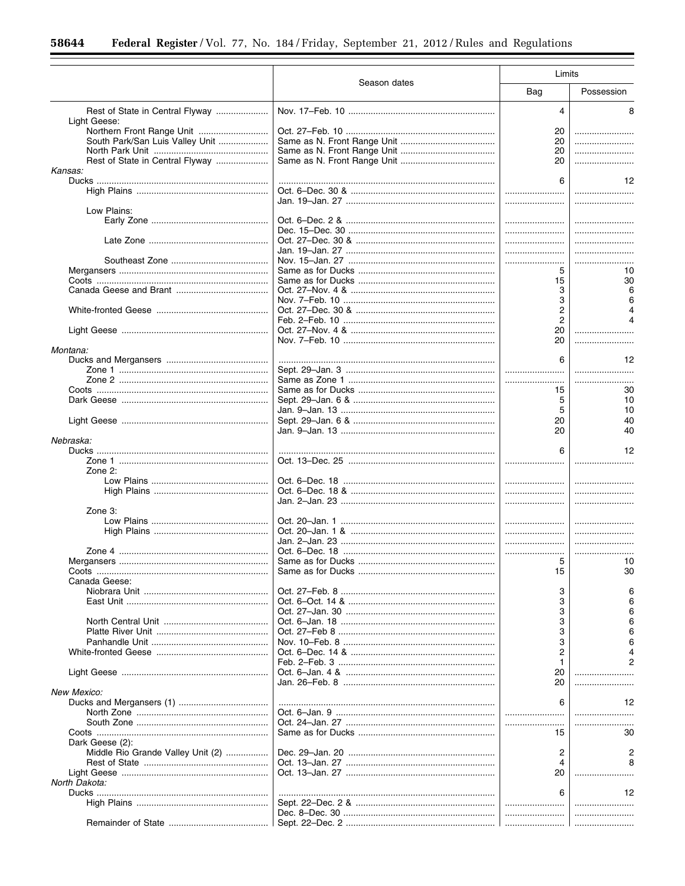| | Season dates | Limits | |
|---|---|---|---|
| | | Bag | Possession |
| Rest of State in Central Flyway | Nov. 17–Feb. 10 | 4 | 8 |
| Light Geese: | | | |
| Northern Front Range Unit | Oct. 27–Feb. 10 | 20 | |
| South Park/San Luis Valley Unit | Same as N. Front Range Unit | 20 | |
| North Park Unit | Same as N. Front Range Unit | 20 | |
| Rest of State in Central Flyway | Same as N. Front Range Unit | 20 | |
| *Kansas:* | | | |
| Ducks | | 6 | 12 |
| High Plains | Oct. 6–Dec. 30 & | | |
| | Jan. 19–Jan. 27 | | |
| Low Plains: | | | |
| Early Zone | Oct. 6–Dec. 2 & | | |
| | Dec. 15–Dec. 30 | | |
| Late Zone | Oct. 27–Dec. 30 & | | |
| | Jan. 19–Jan. 27 | | |
| Southeast Zone | Nov. 15–Jan. 27 | | |
| Mergansers | Same as for Ducks | 5 | 10 |
| Coots | Same as for Ducks | 15 | 30 |
| Canada Geese and Brant | Oct. 27–Nov. 4 & | 3 | 6 |
| | Nov. 7–Feb. 10 | 3 | 6 |
| White-fronted Geese | Oct. 27–Dec. 30 & | 2 | 4 |
| | Feb. 2–Feb. 10 | 2 | 4 |
| Light Geese | Oct. 27–Nov. 4 & | 20 | |
| | Nov. 7–Feb. 10 | 20 | |
| *Montana:* | | | |
| Ducks and Mergansers | | 6 | 12 |
| Zone 1 | Sept. 29–Jan. 3 | | |
| Zone 2 | Same as Zone 1 | | |
| Coots | Same as for Ducks | 15 | 30 |
| Dark Geese | Sept. 29–Jan. 6 & | 5 | 10 |
| | Jan. 9–Jan. 13 | 5 | 10 |
| Light Geese | Sept. 29–Jan. 6 & | 20 | 40 |
| | Jan. 9–Jan. 13 | 20 | 40 |
| *Nebraska:* | | | |
| Ducks | | 6 | 12 |
| Zone 1 | Oct. 13–Dec. 25 | | |
| Zone 2: | | | |
| Low Plains | Oct. 6–Dec. 18 | | |
| High Plains | Oct. 6–Dec. 18 & | | |
| | Jan. 2–Jan. 23 | | |
| Zone 3: | | | |
| Low Plains | Oct. 20–Jan. 1 | | |
| High Plains | Oct. 20–Jan. 1 & | | |
| | Jan. 2–Jan. 23 | | |
| Zone 4 | Oct. 6–Dec. 18 | | |
| Mergansers | Same as for Ducks | 5 | 10 |
| Coots | Same as for Ducks | 15 | 30 |
| Canada Geese: | | | |
| Niobrara Unit | Oct. 27–Feb. 8 | 3 | 6 |
| East Unit | Oct. 6–Oct. 14 & | 3 | 6 |
| | Oct. 27–Jan. 30 | 3 | 6 |
| North Central Unit | Oct. 6–Jan. 18 | 3 | 6 |
| Platte River Unit | Oct. 27–Feb 8 | 3 | 6 |
| Panhandle Unit | Nov. 10–Feb. 8 | 3 | 6 |
| White-fronted Geese | Oct. 6–Dec. 14 & | 2 | 4 |
| | Feb. 2–Feb. 3 | 1 | 2 |
| Light Geese | Oct. 6–Jan. 4 & | 20 | |
| | Jan. 26–Feb. 8 | 20 | |
| *New Mexico:* | | | |
| Ducks and Mergansers (1) | | 6 | 12 |
| North Zone | Oct. 6–Jan. 9 | | |
| South Zone | Oct. 24–Jan. 27 | | |
| Coots | Same as for Ducks | 15 | 30 |
| Dark Geese (2): | | | |
| Middle Rio Grande Valley Unit (2) | Dec. 29–Jan. 20 | 2 | 2 |
| Rest of State | Oct. 13–Jan. 27 | 4 | 8 |
| Light Geese | Oct. 13–Jan. 27 | 20 | |
| *North Dakota:* | | | |
| Ducks | | 6 | 12 |
| High Plains | Sept. 22–Dec. 2 & | | |
| | Dec. 8–Dec. 30 | | |
| Remainder of State | Sept. 22–Dec. 2 | | |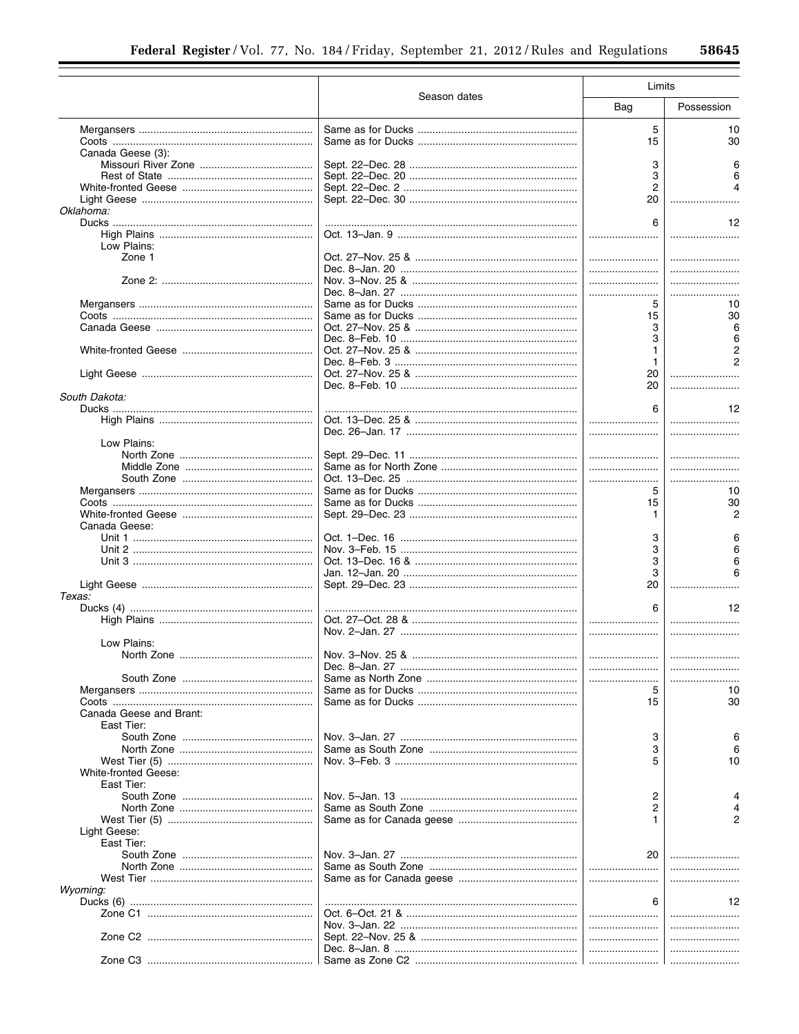| | Season dates | Limits | |
|---|---|---|---|
| | | Bag | Possession |
| Mergansers | Same as for Ducks | 5 | 10 |
| Coots | Same as for Ducks | 15 | 30 |
| Canada Geese (3): | | | |
| Missouri River Zone | Sept. 22–Dec. 28 | 3 | 6 |
| Rest of State | Sept. 22–Dec. 20 | 3 | 6 |
| White-fronted Geese | Sept. 22–Dec. 2 | 2 | 4 |
| Light Geese | Sept. 22–Dec. 30 | 20 | |
| *Oklahoma:* | | | |
| Ducks | | 6 | 12 |
| High Plains | Oct. 13–Jan. 9 | | |
| Low Plains: | | | |
| Zone 1 | Oct. 27–Nov. 25 & | | |
| | Dec. 8–Jan. 20 | | |
| Zone 2: | Nov. 3–Nov. 25 & | | |
| | Dec. 8–Jan. 27 | | |
| Mergansers | Same as for Ducks | 5 | 10 |
| Coots | Same as for Ducks | 15 | 30 |
| Canada Geese | Oct. 27–Nov. 25 & | 3 | 6 |
| | Dec. 8–Feb. 10 | 3 | 6 |
| White-fronted Geese | Oct. 27–Nov. 25 & | 1 | 2 |
| | Dec. 8–Feb. 3 | 1 | 2 |
| Light Geese | Oct. 27–Nov. 25 & | 20 | |
| | Dec. 8–Feb. 10 | 20 | |
| *South Dakota:* | | | |
| Ducks | | 6 | 12 |
| High Plains | Oct. 13–Dec. 25 & | | |
| | Dec. 26–Jan. 17 | | |
| Low Plains: | | | |
| North Zone | Sept. 29–Dec. 11 | | |
| Middle Zone | Same as for North Zone | | |
| South Zone | Oct. 13–Dec. 25 | | |
| Mergansers | Same as for Ducks | 5 | 10 |
| Coots | Same as for Ducks | 15 | 30 |
| White-fronted Geese | Sept. 29–Dec. 23 | 1 | 2 |
| Canada Geese: | | | |
| Unit 1 | Oct. 1–Dec. 16 | 3 | 6 |
| Unit 2 | Nov. 3–Feb. 15 | 3 | 6 |
| Unit 3 | Oct. 13–Dec. 16 & | 3 | 6 |
| | Jan. 12–Jan. 20 | 3 | 6 |
| Light Geese | Sept. 29–Dec. 23 | 20 | |
| *Texas:* | | | |
| Ducks (4) | | 6 | 12 |
| High Plains | Oct. 27–Oct. 28 & | | |
| | Nov. 2–Jan. 27 | | |
| Low Plains: | | | |
| North Zone | Nov. 3–Nov. 25 & | | |
| | Dec. 8–Jan. 27 | | |
| South Zone | Same as North Zone | | |
| Mergansers | Same as for Ducks | 5 | 10 |
| Coots | Same as for Ducks | 15 | 30 |
| Canada Geese and Brant: | | | |
| East Tier: | | | |
| South Zone | Nov. 3–Jan. 27 | 3 | 6 |
| North Zone | Same as South Zone | 3 | 6 |
| West Tier (5) | Nov. 3–Feb. 3 | 5 | 10 |
| White-fronted Geese: | | | |
| East Tier: | | | |
| South Zone | Nov. 5–Jan. 13 | 2 | 4 |
| North Zone | Same as South Zone | 2 | 4 |
| West Tier (5) | Same as for Canada geese | 1 | 2 |
| Light Geese: | | | |
| East Tier: | | | |
| South Zone | Nov. 3–Jan. 27 | 20 | |
| North Zone | Same as South Zone | | |
| West Tier | Same as for Canada geese | | |
| *Wyoming:* | | | |
| Ducks (6) | | 6 | 12 |
| Zone C1 | Oct. 6–Oct. 21 & | | |
| | Nov. 3–Jan. 22 | | |
| Zone C2 | Sept. 22–Nov. 25 & | | |
| | Dec. 8–Jan. 8 | | |
| Zone C3 | Same as Zone C2 | | |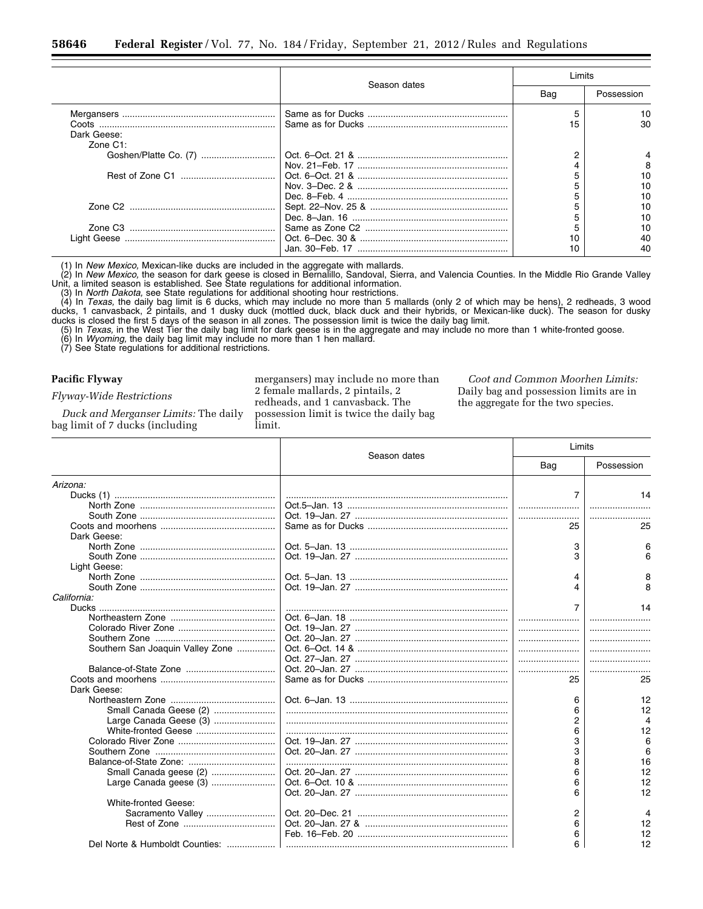| | Season dates | Limits | |
|---|---|---|---|
| | | Bag | Possession |
| Mergansers | Same as for Ducks | 5 | 10 |
| Coots | Same as for Ducks | 15 | 30 |
| Dark Geese: | | | |
| Zone C1: | | | |
| Goshen/Platte Co. (7) | Oct. 6–Oct. 21 & | 2 | 4 |
| | Nov. 21–Feb. 17 | 4 | 8 |
| Rest of Zone C1 | Oct. 6–Oct. 21 & | 5 | 10 |
| | Nov. 3–Dec. 2 & | 5 | 10 |
| | Dec. 8–Feb. 4 | 5 | 10 |
| Zone C2 | Sept. 22–Nov. 25 & | 5 | 10 |
| | Dec. 8–Jan. 16 | 5 | 10 |
| Zone C3 | Same as Zone C2 | 5 | 10 |
| Light Geese | Oct. 6–Dec. 30 & | 10 | 40 |
| | Jan. 30–Feb. 17 | 10 | 40 |

(1) In *New Mexico,* Mexican-like ducks are included in the aggregate with mallards.
(2) In *New Mexico,* the season for dark geese is closed in Bernalillo, Sandoval, Sierra, and Valencia Counties. In the Middle Rio Grande Valley Unit, a limited season is established. See State regulations for additional information.
(3) In *North Dakota,* see State regulations for additional shooting hour restrictions.
(4) In *Texas,* the daily bag limit is 6 ducks, which may include no more than 5 mallards (only 2 of which may be hens), 2 redheads, 3 wood ducks, 1 canvasback, 2 pintails, and 1 dusky duck (mottled duck, black duck and their hybrids, or Mexican-like duck). The season for dusky ducks is closed the first 5 days of the season in all zones. The possession limit is twice the daily bag limit.
(5) In *Texas,* in the West Tier the daily bag limit for dark geese is in the aggregate and may include no more than 1 white-fronted goose.
(6) In *Wyoming,* the daily bag limit may include no more than 1 hen mallard.
(7) See State regulations for additional restrictions.

**Pacific Flyway**

*Flyway-Wide Restrictions*

*Duck and Merganser Limits:* The daily bag limit of 7 ducks (including mergansers) may include no more than 2 female mallards, 2 pintails, 2 redheads, and 1 canvasback. The possession limit is twice the daily bag limit.

*Coot and Common Moorhen Limits:* Daily bag and possession limits are in the aggregate for the two species.

| | Season dates | Limits | |
|---|---|---|---|
| | | Bag | Possession |
| *Arizona:* | | | |
| Ducks (1) | | 7 | 14 |
| North Zone | Oct.5–Jan. 13 | | |
| South Zone | Oct. 19–Jan. 27 | | |
| Coots and moorhens | Same as for Ducks | 25 | 25 |
| Dark Geese: | | | |
| North Zone | Oct. 5–Jan. 13 | 3 | 6 |
| South Zone | Oct. 19–Jan. 27 | 3 | 6 |
| Light Geese: | | | |
| North Zone | Oct. 5–Jan. 13 | 4 | 8 |
| South Zone | Oct. 19–Jan. 27 | 4 | 8 |
| *California:* | | | |
| Ducks | | 7 | 14 |
| Northeastern Zone | Oct. 6–Jan. 18 | | |
| Colorado River Zone | Oct. 19–Jan. 27 | | |
| Southern Zone | Oct. 20–Jan. 27 | | |
| Southern San Joaquin Valley Zone | Oct. 6–Oct. 14 & | | |
| | Oct. 27–Jan. 27 | | |
| Balance-of-State Zone | Oct. 20–Jan. 27 | | |
| Coots and moorhens | Same as for Ducks | 25 | 25 |
| Dark Geese: | | | |
| Northeastern Zone | Oct. 6–Jan. 13 | 6 | 12 |
| Small Canada Geese (2) | | 6 | 12 |
| Large Canada Geese (3) | | 2 | 4 |
| White-fronted Geese | | 6 | 12 |
| Colorado River Zone | Oct. 19–Jan. 27 | 3 | 6 |
| Southern Zone | Oct. 20–Jan. 27 | 3 | 6 |
| Balance-of-State Zone: | | 8 | 16 |
| Small Canada geese (2) | Oct. 20–Jan. 27 | 6 | 12 |
| Large Canada geese (3) | Oct. 6–Oct. 10 & | 6 | 12 |
| | Oct. 20–Jan. 27 | 6 | 12 |
| White-fronted Geese: | | | |
| Sacramento Valley | Oct. 20–Dec. 21 | 2 | 4 |
| Rest of Zone | Oct. 20–Jan. 27 & | 6 | 12 |
| | Feb. 16–Feb. 20 | 6 | 12 |
| Del Norte & Humboldt Counties: | | 6 | 12 |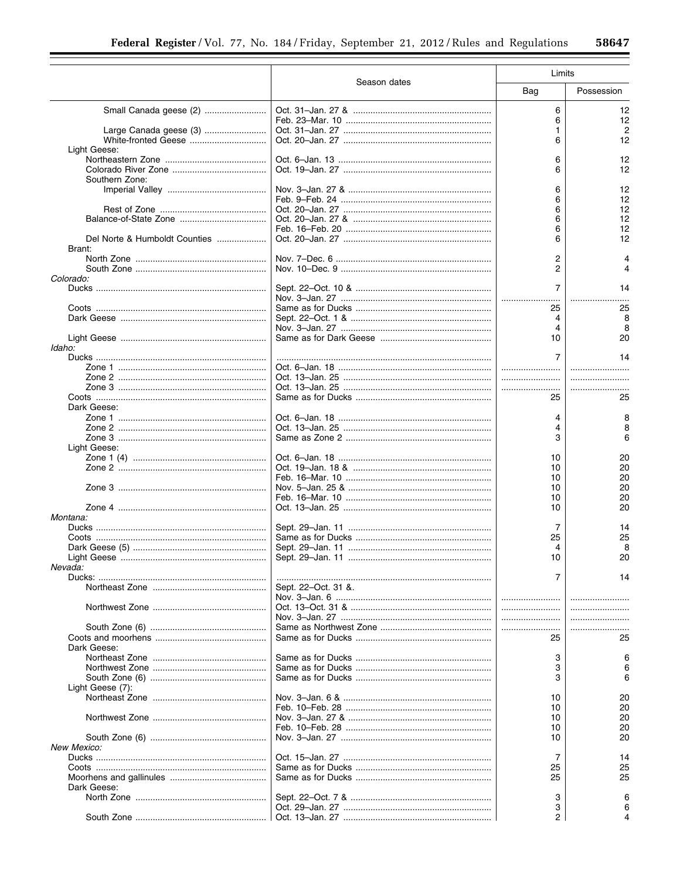| | Season dates | Limits | |
|---|---|---|---|
| | | Bag | Possession |
| Small Canada geese (2) | Oct. 31–Jan. 27 & | 6 | 12 |
| | Feb. 23–Mar. 10 | 6 | 12 |
| Large Canada geese (3) | Oct. 31–Jan. 27 | 1 | 2 |
| White-fronted Geese | Oct. 20–Jan. 27 | 6 | 12 |
| Light Geese: | | | |
| Northeastern Zone | Oct. 6–Jan. 13 | 6 | 12 |
| Colorado River Zone | Oct. 19–Jan. 27 | 6 | 12 |
| Southern Zone: | | | |
| Imperial Valley | Nov. 3–Jan. 27 & | 6 | 12 |
| | Feb. 9–Feb. 24 | 6 | 12 |
| Rest of Zone | Oct. 20–Jan. 27 | 6 | 12 |
| Balance-of-State Zone | Oct. 20–Jan. 27 & | 6 | 12 |
| | Feb. 16–Feb. 20 | 6 | 12 |
| Del Norte & Humboldt Counties | Oct. 20–Jan. 27 | 6 | 12 |
| Brant: | | | |
| North Zone | Nov. 7–Dec. 6 | 2 | 4 |
| South Zone | Nov. 10–Dec. 9 | 2 | 4 |
| *Colorado:* | | | |
| Ducks | Sept. 22–Oct. 10 & | 7 | 14 |
| | Nov. 3–Jan. 27 | | |
| Coots | Same as for Ducks | 25 | 25 |
| Dark Geese | Sept. 22–Oct. 1 & | 4 | 8 |
| | Nov. 3–Jan. 27 | 4 | 8 |
| Light Geese | Same as for Dark Geese | 10 | 20 |
| *Idaho:* | | | |
| Ducks | | 7 | 14 |
| Zone 1 | Oct. 6–Jan. 18 | | |
| Zone 2 | Oct. 13–Jan. 25 | | |
| Zone 3 | Oct. 13–Jan. 25 | | |
| Coots | Same as for Ducks | 25 | 25 |
| Dark Geese: | | | |
| Zone 1 | Oct. 6–Jan. 18 | 4 | 8 |
| Zone 2 | Oct. 13–Jan. 25 | 4 | 8 |
| Zone 3 | Same as Zone 2 | 3 | 6 |
| Light Geese: | | | |
| Zone 1 (4) | Oct. 6–Jan. 18 | 10 | 20 |
| Zone 2 | Oct. 19–Jan. 18 & | 10 | 20 |
| | Feb. 16–Mar. 10 | 10 | 20 |
| Zone 3 | Nov. 5–Jan. 25 & | 10 | 20 |
| | Feb. 16–Mar. 10 | 10 | 20 |
| Zone 4 | Oct. 13–Jan. 25 | 10 | 20 |
| *Montana:* | | | |
| Ducks | Sept. 29–Jan. 11 | 7 | 14 |
| Coots | Same as for Ducks | 25 | 25 |
| Dark Geese (5) | Sept. 29–Jan. 11 | 4 | 8 |
| Light Geese | Sept. 29–Jan. 11 | 10 | 20 |
| *Nevada:* | | | |
| Ducks: | | 7 | 14 |
| Northeast Zone | Sept. 22–Oct. 31 &. | | |
| | Nov. 3–Jan. 6 | | |
| Northwest Zone | Oct. 13–Oct. 31 & | | |
| | Nov. 3–Jan. 27 | | |
| South Zone (6) | Same as Northwest Zone | | |
| Coots and moorhens | Same as for Ducks | 25 | 25 |
| Dark Geese: | | | |
| Northeast Zone | Same as for Ducks | 3 | 6 |
| Northwest Zone | Same as for Ducks | 3 | 6 |
| South Zone (6) | Same as for Ducks | 3 | 6 |
| Light Geese (7): | | | |
| Northeast Zone | Nov. 3–Jan. 6 & | 10 | 20 |
| | Feb. 10–Feb. 28 | 10 | 20 |
| Northwest Zone | Nov. 3–Jan. 27 & | 10 | 20 |
| | Feb. 10–Feb. 28 | 10 | 20 |
| South Zone (6) | Nov. 3–Jan. 27 | 10 | 20 |
| *New Mexico:* | | | |
| Ducks | Oct. 15–Jan. 27 | 7 | 14 |
| Coots | Same as for Ducks | 25 | 25 |
| Moorhens and gallinules | Same as for Ducks | 25 | 25 |
| Dark Geese: | | | |
| North Zone | Sept. 22–Oct. 7 & | 3 | 6 |
| | Oct. 29–Jan. 27 | 3 | 6 |
| South Zone | Oct. 13–Jan. 27 | 2 | 4 |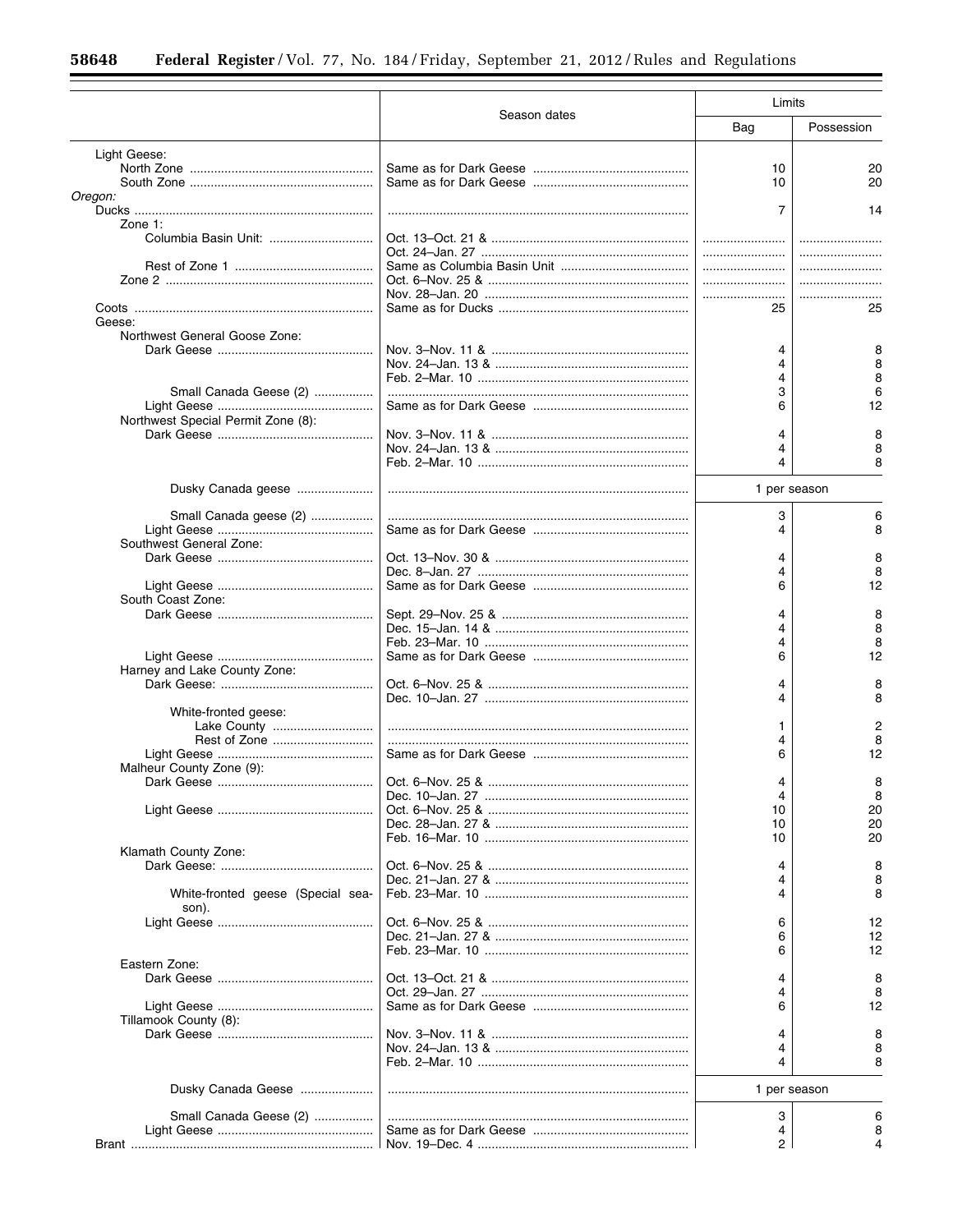| | Season dates | Limits | |
|---|---|---|---|
| | | Bag | Possession |
| Light Geese: | | | |
| North Zone | Same as for Dark Geese | 10 | 20 |
| South Zone | Same as for Dark Geese | 10 | 20 |
| *Oregon:* | | | |
| Ducks | | 7 | 14 |
| Zone 1: | | | |
| Columbia Basin Unit: | Oct. 13–Oct. 21 & | | |
| | Oct. 24–Jan. 27 | | |
| Rest of Zone 1 | Same as Columbia Basin Unit | | |
| Zone 2 | Oct. 6–Nov. 25 & | | |
| | Nov. 28–Jan. 20 | | |
| Coots | Same as for Ducks | 25 | 25 |
| Geese: | | | |
| Northwest General Goose Zone: | | | |
| Dark Geese | Nov. 3–Nov. 11 & | 4 | 8 |
| | Nov. 24–Jan. 13 & | 4 | 8 |
| | Feb. 2–Mar. 10 | 4 | 8 |
| Small Canada Geese (2) | | 3 | 6 |
| Light Geese | Same as for Dark Geese | 6 | 12 |
| Northwest Special Permit Zone (8): | | | |
| Dark Geese | Nov. 3–Nov. 11 & | 4 | 8 |
| | Nov. 24–Jan. 13 & | 4 | 8 |
| | Feb. 2–Mar. 10 | 4 | 8 |
| Dusky Canada geese | | 1 per season | |
| Small Canada geese (2) | | 3 | 6 |
| Light Geese | Same as for Dark Geese | 4 | 8 |
| Southwest General Zone: | | | |
| Dark Geese | Oct. 13–Nov. 30 & | 4 | 8 |
| | Dec. 8–Jan. 27 | 4 | 8 |
| Light Geese | Same as for Dark Geese | 6 | 12 |
| South Coast Zone: | | | |
| Dark Geese | Sept. 29–Nov. 25 & | 4 | 8 |
| | Dec. 15–Jan. 14 & | 4 | 8 |
| | Feb. 23–Mar. 10 | 4 | 8 |
| Light Geese | Same as for Dark Geese | 6 | 12 |
| Harney and Lake County Zone: | | | |
| Dark Geese: | Oct. 6–Nov. 25 & | 4 | 8 |
| | Dec. 10–Jan. 27 | 4 | 8 |
| White-fronted geese: | | | |
| Lake County | | 1 | 2 |
| Rest of Zone | | 4 | 8 |
| Light Geese | Same as for Dark Geese | 6 | 12 |
| Malheur County Zone (9): | | | |
| Dark Geese | Oct. 6–Nov. 25 & | 4 | 8 |
| | Dec. 10–Jan. 27 | 4 | 8 |
| Light Geese | Oct. 6–Nov. 25 & | 10 | 20 |
| | Dec. 28–Jan. 27 & | 10 | 20 |
| | Feb. 16–Mar. 10 | 10 | 20 |
| Klamath County Zone: | | | |
| Dark Geese: | Oct. 6–Nov. 25 & | 4 | 8 |
| | Dec. 21–Jan. 27 & | 4 | 8 |
| White-fronted geese (Special season). | Feb. 23–Mar. 10 | 4 | 8 |
| Light Geese | Oct. 6–Nov. 25 & | 6 | 12 |
| | Dec. 21–Jan. 27 & | 6 | 12 |
| | Feb. 23–Mar. 10 | 6 | 12 |
| Eastern Zone: | | | |
| Dark Geese | Oct. 13–Oct. 21 & | 4 | 8 |
| | Oct. 29–Jan. 27 | 4 | 8 |
| Light Geese | Same as for Dark Geese | 6 | 12 |
| Tillamook County (8): | | | |
| Dark Geese | Nov. 3–Nov. 11 & | 4 | 8 |
| | Nov. 24–Jan. 13 & | 4 | 8 |
| | Feb. 2–Mar. 10 | 4 | 8 |
| Dusky Canada Geese | | 1 per season | |
| Small Canada Geese (2) | | 3 | 6 |
| Light Geese | Same as for Dark Geese | 4 | 8 |
| Brant | Nov. 19–Dec. 4 | 2 | 4 |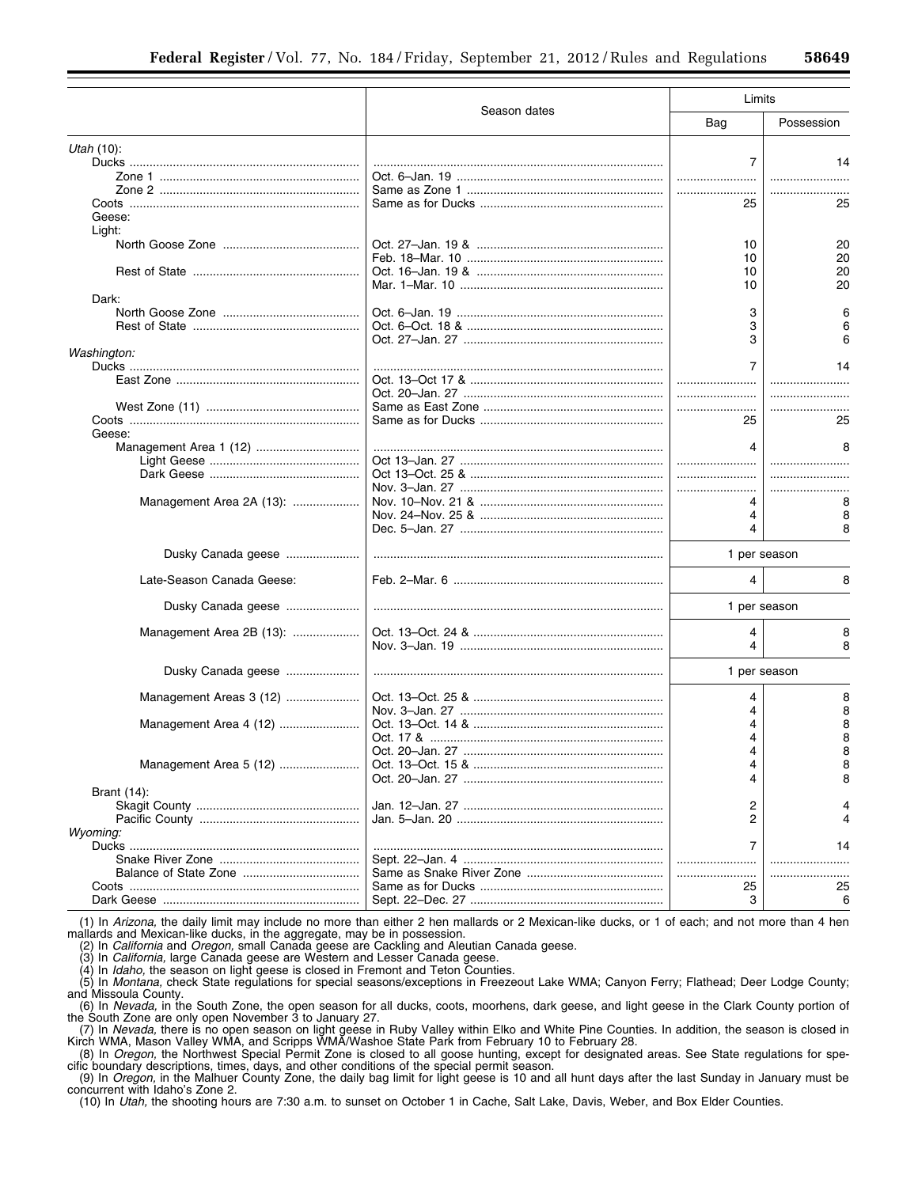| | Season dates | Limits | |
|---|---|---|---|
| | | Bag | Possession |
| *Utah* (10): | | | |
| Ducks | | 7 | 14 |
| Zone 1 | Oct. 6–Jan. 19 | | |
| Zone 2 | Same as Zone 1 | | |
| Coots | Same as for Ducks | 25 | 25 |
| Geese: | | | |
| Light: | | | |
| North Goose Zone | Oct. 27–Jan. 19 & | 10 | 20 |
| | Feb. 18–Mar. 10 | 10 | 20 |
| Rest of State | Oct. 16–Jan. 19 & | 10 | 20 |
| | Mar. 1–Mar. 10 | 10 | 20 |
| Dark: | | | |
| North Goose Zone | Oct. 6–Jan. 19 | 3 | 6 |
| Rest of State | Oct. 6–Oct. 18 & | 3 | 6 |
| | Oct. 27–Jan. 27 | 3 | 6 |
| *Washington:* | | | |
| Ducks | | 7 | 14 |
| East Zone | Oct. 13–Oct 17 & | | |
| | Oct. 20–Jan. 27 | | |
| West Zone (11) | Same as East Zone | | |
| Coots | Same as for Ducks | 25 | 25 |
| Geese: | | | |
| Management Area 1 (12) | | 4 | 8 |
| Light Geese | Oct 13–Jan. 27 | | |
| Dark Geese | Oct 13–Oct. 25 & | | |
| | Nov. 3–Jan. 27 | | |
| Management Area 2A (13): | Nov. 10–Nov. 21 & | 4 | 8 |
| | Nov. 24–Nov. 25 & | 4 | 8 |
| | Dec. 5–Jan. 27 | 4 | 8 |
| Dusky Canada geese | | 1 per season | |
| Late-Season Canada Geese: | Feb. 2–Mar. 6 | 4 | 8 |
| Dusky Canada geese | | 1 per season | |
| Management Area 2B (13): | Oct. 13–Oct. 24 & | 4 | 8 |
| | Nov. 3–Jan. 19 | 4 | 8 |
| Dusky Canada geese | | 1 per season | |
| Management Areas 3 (12) | Oct. 13–Oct. 25 & | 4 | 8 |
| | Nov. 3–Jan. 27 | 4 | 8 |
| Management Area 4 (12) | Oct. 13–Oct. 14 & | 4 | 8 |
| | Oct. 17 & | 4 | 8 |
| | Oct. 20–Jan. 27 | 4 | 8 |
| Management Area 5 (12) | Oct. 13–Oct. 15 & | 4 | 8 |
| | Oct. 20–Jan. 27 | 4 | 8 |
| Brant (14): | | | |
| Skagit County | Jan. 12–Jan. 27 | 2 | 4 |
| Pacific County | Jan. 5–Jan. 20 | 2 | 4 |
| *Wyoming:* | | | |
| Ducks | | 7 | 14 |
| Snake River Zone | Sept. 22–Jan. 4 | | |
| Balance of State Zone | Same as Snake River Zone | | |
| Coots | Same as for Ducks | 25 | 25 |
| Dark Geese | Sept. 22–Dec. 27 | 3 | 6 |

(1) In *Arizona,* the daily limit may include no more than either 2 hen mallards or 2 Mexican-like ducks, or 1 of each; and not more than 4 hen mallards and Mexican-like ducks, in the aggregate, may be in possession.

(2) In *California* and *Oregon,* small Canada geese are Cackling and Aleutian Canada geese.

(3) In *California,* large Canada geese are Western and Lesser Canada geese.

(4) In *Idaho,* the season on light geese is closed in Fremont and Teton Counties.

(5) In *Montana,* check State regulations for special seasons/exceptions in Freezeout Lake WMA; Canyon Ferry; Flathead; Deer Lodge County; and Missoula County.

(6) In *Nevada,* in the South Zone, the open season for all ducks, coots, moorhens, dark geese, and light geese in the Clark County portion of the South Zone are only open November 3 to January 27.

(7) In *Nevada,* there is no open season on light geese in Ruby Valley within Elko and White Pine Counties. In addition, the season is closed in Kirch WMA, Mason Valley WMA, and Scripps WMA/Washoe State Park from February 10 to February 28.

(8) In *Oregon,* the Northwest Special Permit Zone is closed to all goose hunting, except for designated areas. See State regulations for specific boundary descriptions, times, days, and other conditions of the special permit season.

(9) In *Oregon,* in the Malhuer County Zone, the daily bag limit for light geese is 10 and all hunt days after the last Sunday in January must be concurrent with Idaho's Zone 2.

(10) In *Utah,* the shooting hours are 7:30 a.m. to sunset on October 1 in Cache, Salt Lake, Davis, Weber, and Box Elder Counties.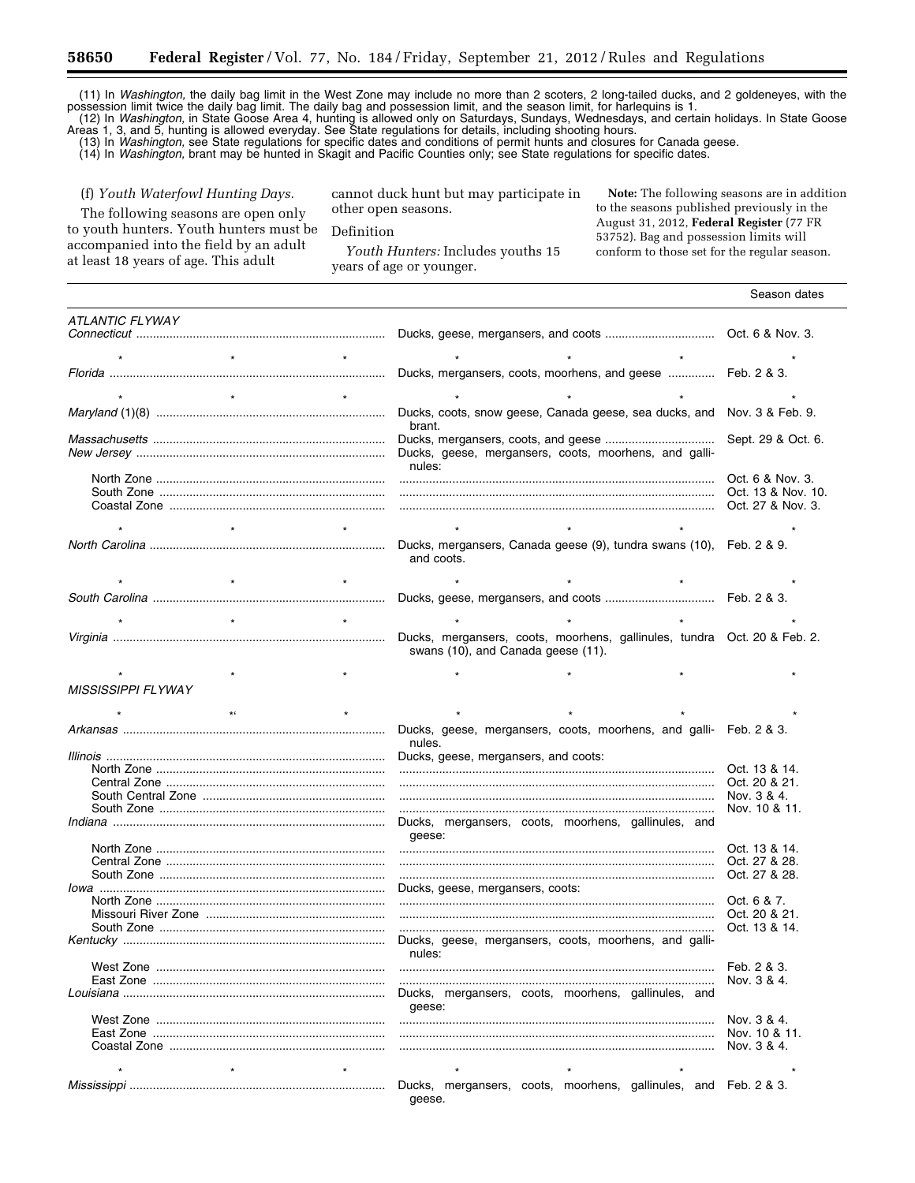(11) In *Washington,* the daily bag limit in the West Zone may include no more than 2 scoters, 2 long-tailed ducks, and 2 goldeneyes, with the possession limit twice the daily bag limit. The daily bag and possession limit, and the season limit, for harlequins is 1.

(12) In *Washington,* in State Goose Area 4, hunting is allowed only on Saturdays, Sundays, Wednesdays, and certain holidays. In State Goose Areas 1, 3, and 5, hunting is allowed everyday. See State regulations for details, including shooting hours.

(13) In *Washington,* see State regulations for specific dates and conditions of permit hunts and closures for Canada geese.

(14) In *Washington,* brant may be hunted in Skagit and Pacific Counties only; see State regulations for specific dates.

(f) *Youth Waterfowl Hunting Days.*

The following seasons are open only to youth hunters. Youth hunters must be accompanied into the field by an adult at least 18 years of age. This adult cannot duck hunt but may participate in other open seasons.

Definition

*Youth Hunters:* Includes youths 15 years of age or younger.

**Note:** The following seasons are in addition to the seasons published previously in the August 31, 2012, **Federal Register** (77 FR 53752). Bag and possession limits will conform to those set for the regular season.

| | | Season dates |
|---|---|---|
| *ATLANTIC FLYWAY* | | |
| *Connecticut* | Ducks, geese, mergansers, and coots | Oct. 6 & Nov. 3. |
| * * * | * * * | * |
| *Florida* | Ducks, mergansers, coots, moorhens, and geese | Feb. 2 & 3. |
| * * * | * * * | * |
| *Maryland* (1)(8) | Ducks, coots, snow geese, Canada geese, sea ducks, and brant. | Nov. 3 & Feb. 9. |
| *Massachusetts* | Ducks, mergansers, coots, and geese | Sept. 29 & Oct. 6. |
| *New Jersey* | Ducks, geese, mergansers, coots, moorhens, and gallinules: | |
| North Zone | | Oct. 6 & Nov. 3. |
| South Zone | | Oct. 13 & Nov. 10. |
| Coastal Zone | | Oct. 27 & Nov. 3. |
| * * * | * * * | * |
| *North Carolina* | Ducks, mergansers, Canada geese (9), tundra swans (10), and coots. | Feb. 2 & 9. |
| * * * | * * * | * |
| *South Carolina* | Ducks, geese, mergansers, and coots | Feb. 2 & 3. |
| * * * | * * * | * |
| *Virginia* | Ducks, mergansers, coots, moorhens, gallinules, tundra swans (10), and Canada geese (11). | Oct. 20 & Feb. 2. |
| * * * | * * * | * |
| *MISSISSIPPI FLYWAY* | | |
| * * * | * * * | * |
| *Arkansas* | Ducks, geese, mergansers, coots, moorhens, and gallinules. | Feb. 2 & 3. |
| *Illinois* | Ducks, geese, mergansers, and coots: | |
| North Zone | | Oct. 13 & 14. |
| Central Zone | | Oct. 20 & 21. |
| South Central Zone | | Nov. 3 & 4. |
| South Zone | | Nov. 10 & 11. |
| *Indiana* | Ducks, mergansers, coots, moorhens, gallinules, and geese: | |
| North Zone | | Oct. 13 & 14. |
| Central Zone | | Oct. 27 & 28. |
| South Zone | | Oct. 27 & 28. |
| *Iowa* | Ducks, geese, mergansers, coots: | |
| North Zone | | Oct. 6 & 7. |
| Missouri River Zone | | Oct. 20 & 21. |
| South Zone | | Oct. 13 & 14. |
| *Kentucky* | Ducks, geese, mergansers, coots, moorhens, and gallinules: | |
| West Zone | | Feb. 2 & 3. |
| East Zone | | Nov. 3 & 4. |
| *Louisiana* | Ducks, mergansers, coots, moorhens, gallinules, and geese: | |
| West Zone | | Nov. 3 & 4. |
| East Zone | | Nov. 10 & 11. |
| Coastal Zone | | Nov. 3 & 4. |
| * * * | * * * | * |
| *Mississippi* | Ducks, mergansers, coots, moorhens, gallinules, and geese. | Feb. 2 & 3. |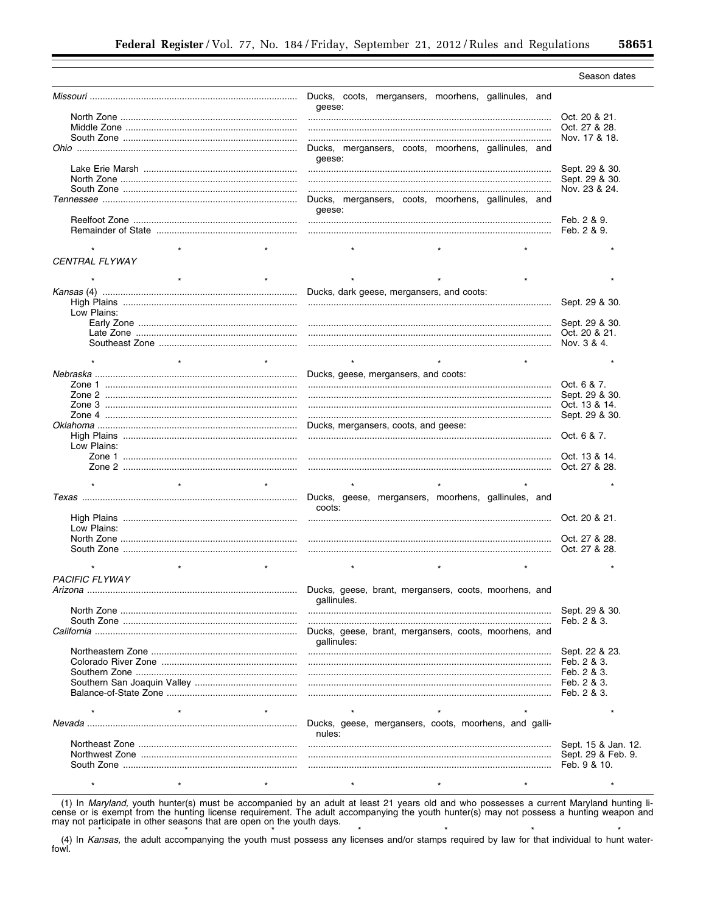| | | Season dates |
|---|---|---|
| *Missouri* | Ducks, coots, mergansers, moorhens, gallinules, and geese: | |
| North Zone | | Oct. 20 & 21. |
| Middle Zone | | Oct. 27 & 28. |
| South Zone | | Nov. 17 & 18. |
| *Ohio* | Ducks, mergansers, coots, moorhens, gallinules, and geese: | |
| Lake Erie Marsh | | Sept. 29 & 30. |
| North Zone | | Sept. 29 & 30. |
| South Zone | | Nov. 23 & 24. |
| *Tennessee* | Ducks, mergansers, coots, moorhens, gallinules, and geese: | |
| Reelfoot Zone | | Feb. 2 & 9. |
| Remainder of State | | Feb. 2 & 9. |
| * * * | * * * | * |
| *CENTRAL FLYWAY* | | |
| * * * | * * * | * |
| *Kansas* (4) | Ducks, dark geese, mergansers, and coots: | |
| High Plains | | Sept. 29 & 30. |
| Low Plains: | | |
| Early Zone | | Sept. 29 & 30. |
| Late Zone | | Oct. 20 & 21. |
| Southeast Zone | | Nov. 3 & 4. |
| * * * | * * * | * |
| *Nebraska* | Ducks, geese, mergansers, and coots: | |
| Zone 1 | | Oct. 6 & 7. |
| Zone 2 | | Sept. 29 & 30. |
| Zone 3 | | Oct. 13 & 14. |
| Zone 4 | | Sept. 29 & 30. |
| *Oklahoma* | Ducks, mergansers, coots, and geese: | |
| High Plains | | Oct. 6 & 7. |
| Low Plains: | | |
| Zone 1 | | Oct. 13 & 14. |
| Zone 2 | | Oct. 27 & 28. |
| * * * | * * * | * |
| *Texas* | Ducks, geese, mergansers, moorhens, gallinules, and coots: | |
| High Plains | | Oct. 20 & 21. |
| Low Plains: | | |
| North Zone | | Oct. 27 & 28. |
| South Zone | | Oct. 27 & 28. |
| * * * | * * * | * |
| *PACIFIC FLYWAY* | | |
| *Arizona* | Ducks, geese, brant, mergansers, coots, moorhens, and gallinules. | |
| North Zone | | Sept. 29 & 30. |
| South Zone | | Feb. 2 & 3. |
| *California* | Ducks, geese, brant, mergansers, coots, moorhens, and gallinules: | |
| Northeastern Zone | | Sept. 22 & 23. |
| Colorado River Zone | | Feb. 2 & 3. |
| Southern Zone | | Feb. 2 & 3. |
| Southern San Joaquin Valley | | Feb. 2 & 3. |
| Balance-of-State Zone | | Feb. 2 & 3. |
| * * * | * * * | * |
| *Nevada* | Ducks, geese, mergansers, coots, moorhens, and gallinules: | |
| Northeast Zone | | Sept. 15 & Jan. 12. |
| Northwest Zone | | Sept. 29 & Feb. 9. |
| South Zone | | Feb. 9 & 10. |
| * * * | * * * | * |

(1) In *Maryland,* youth hunter(s) must be accompanied by an adult at least 21 years old and who possesses a current Maryland hunting license or is exempt from the hunting license requirement. The adult accompanying the youth hunter(s) may not possess a hunting weapon and may not participate in other seasons that are open on the youth days.

\* \* \* \* \* \* \*

(4) In *Kansas,* the adult accompanying the youth must possess any licenses and/or stamps required by law for that individual to hunt waterfowl.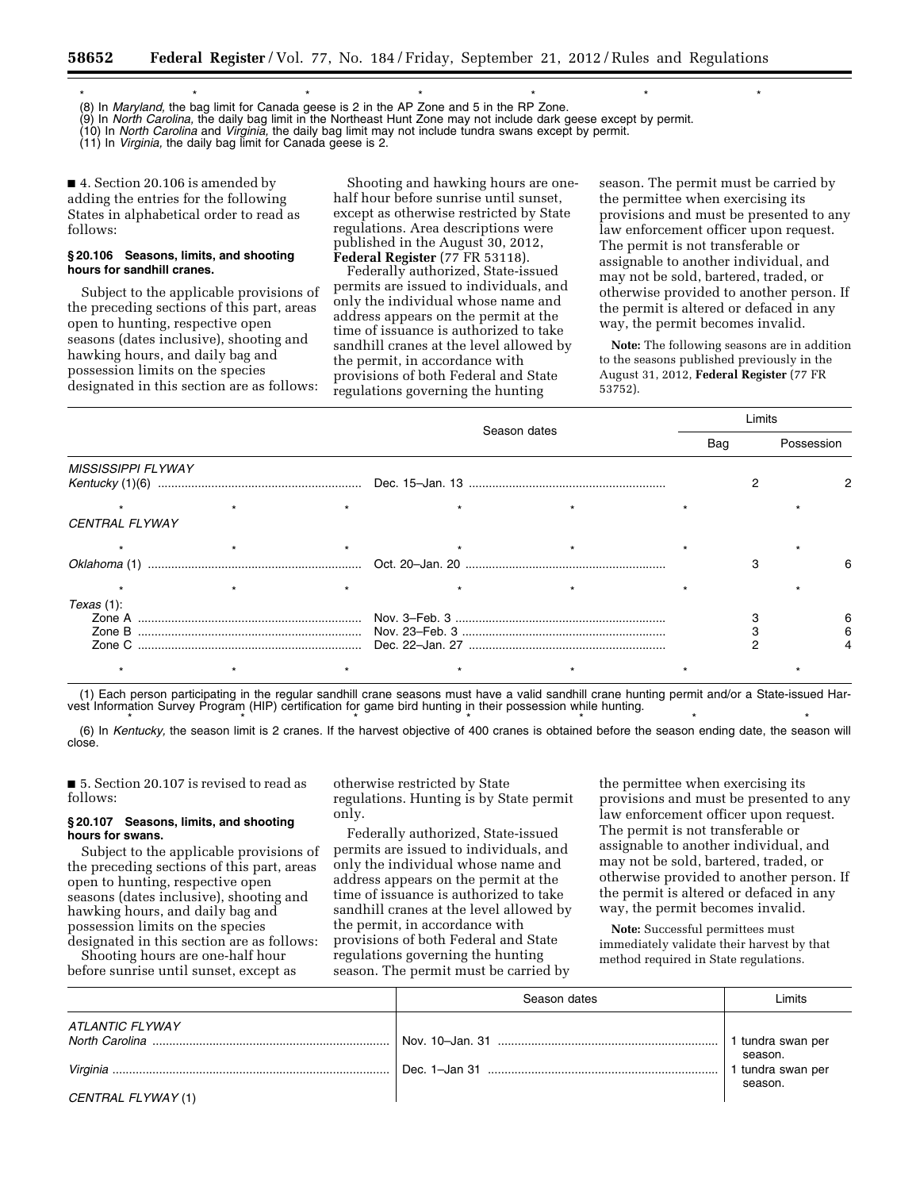\* \* \* \* \* \* \*

(8) In *Maryland,* the bag limit for Canada geese is 2 in the AP Zone and 5 in the RP Zone.

(9) In *North Carolina,* the daily bag limit in the Northeast Hunt Zone may not include dark geese except by permit.

(10) In *North Carolina* and *Virginia,* the daily bag limit may not include tundra swans except by permit.

(11) In *Virginia,* the daily bag limit for Canada geese is 2.

■ 4. Section 20.106 is amended by adding the entries for the following States in alphabetical order to read as follows:

### § 20.106 Seasons, limits, and shooting hours for sandhill cranes.

Subject to the applicable provisions of the preceding sections of this part, areas open to hunting, respective open seasons (dates inclusive), shooting and hawking hours, and daily bag and possession limits on the species designated in this section are as follows:

Shooting and hawking hours are one-half hour before sunrise until sunset, except as otherwise restricted by State regulations. Area descriptions were published in the August 30, 2012, **Federal Register** (77 FR 53118).

Federally authorized, State-issued permits are issued to individuals, and only the individual whose name and address appears on the permit at the time of issuance is authorized to take sandhill cranes at the level allowed by the permit, in accordance with provisions of both Federal and State regulations governing the hunting season. The permit must be carried by the permittee when exercising its provisions and must be presented to any law enforcement officer upon request. The permit is not transferable or assignable to another individual, and may not be sold, bartered, traded, or otherwise provided to another person. If the permit is altered or defaced in any way, the permit becomes invalid.

**Note:** The following seasons are in addition to the seasons published previously in the August 31, 2012, **Federal Register** (77 FR 53752).

| | Season dates | Limits | |
|---|---|---|---|
| | | Bag | Possession |
| *MISSISSIPPI FLYWAY* | | | |
| *Kentucky* (1)(6) | Dec. 15–Jan. 13 | 2 | 2 |
| \* \* \* | \* \* | \* | \* |
| *CENTRAL FLYWAY* | | | |
| \* \* \* | \* \* | \* | \* |
| *Oklahoma* (1) | Oct. 20–Jan. 20 | 3 | 6 |
| \* \* \* | \* \* | \* | \* |
| *Texas* (1): | | | |
| Zone A | Nov. 3–Feb. 3 | 3 | 6 |
| Zone B | Nov. 23–Feb. 3 | 3 | 6 |
| Zone C | Dec. 22–Jan. 27 | 2 | 4 |
| \* \* \* | \* \* | \* | \* |

(1) Each person participating in the regular sandhill crane seasons must have a valid sandhill crane hunting permit and/or a State-issued Harvest Information Survey Program (HIP) certification for game bird hunting in their possession while hunting.

\* \* \* \* \* \* \*

(6) In *Kentucky,* the season limit is 2 cranes. If the harvest objective of 400 cranes is obtained before the season ending date, the season will close.

■ 5. Section 20.107 is revised to read as follows:

### § 20.107 Seasons, limits, and shooting hours for swans.

Subject to the applicable provisions of the preceding sections of this part, areas open to hunting, respective open seasons (dates inclusive), shooting and hawking hours, and daily bag and possession limits on the species designated in this section are as follows:

Shooting hours are one-half hour before sunrise until sunset, except as otherwise restricted by State regulations. Hunting is by State permit only.

Federally authorized, State-issued permits are issued to individuals, and only the individual whose name and address appears on the permit at the time of issuance is authorized to take sandhill cranes at the level allowed by the permit, in accordance with provisions of both Federal and State regulations governing the hunting season. The permit must be carried by the permittee when exercising its provisions and must be presented to any law enforcement officer upon request. The permit is not transferable or assignable to another individual, and may not be sold, bartered, traded, or otherwise provided to another person. If the permit is altered or defaced in any way, the permit becomes invalid.

**Note:** Successful permittees must immediately validate their harvest by that method required in State regulations.

| | Season dates | Limits |
|---|---|---|
| *ATLANTIC FLYWAY* | | |
| *North Carolina* | Nov. 10–Jan. 31 | 1 tundra swan per season. |
| *Virginia* | Dec. 1–Jan 31 | 1 tundra swan per season. |
| *CENTRAL FLYWAY* (1) | | |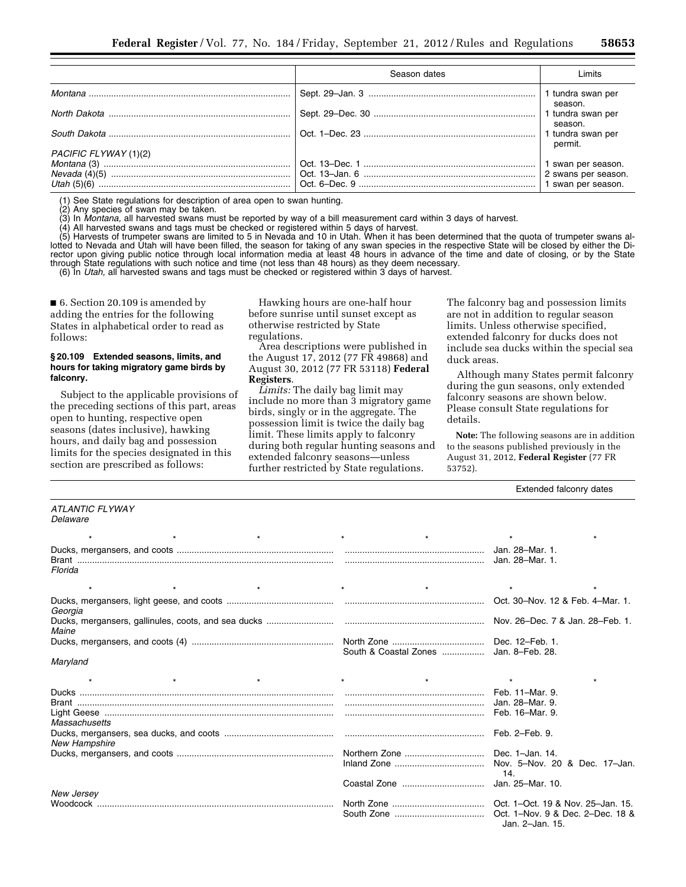| | Season dates | Limits |
|---|---|---|
| *Montana* | Sept. 29–Jan. 3 | 1 tundra swan per season. |
| *North Dakota* | Sept. 29–Dec. 30 | 1 tundra swan per season. |
| *South Dakota* | Oct. 1–Dec. 23 | 1 tundra swan per permit. |
| *PACIFIC FLYWAY* (1)(2) | | |
| *Montana* (3) | Oct. 13–Dec. 1 | 1 swan per season. |
| *Nevada* (4)(5) | Oct. 13–Jan. 6 | 2 swans per season. |
| *Utah* (5)(6) | Oct. 6–Dec. 9 | 1 swan per season. |

(1) See State regulations for description of area open to swan hunting.

(2) Any species of swan may be taken.

(3) In *Montana,* all harvested swans must be reported by way of a bill measurement card within 3 days of harvest.

(4) All harvested swans and tags must be checked or registered within 5 days of harvest.

(5) Harvests of trumpeter swans are limited to 5 in Nevada and 10 in Utah. When it has been determined that the quota of trumpeter swans allotted to Nevada and Utah will have been filled, the season for taking of any swan species in the respective State will be closed by either the Director upon giving public notice through local information media at least 48 hours in advance of the time and date of closing, or by the State through State regulations with such notice and time (not less than 48 hours) as they deem necessary.

(6) In *Utah,* all harvested swans and tags must be checked or registered within 3 days of harvest.

■ 6. Section 20.109 is amended by adding the entries for the following States in alphabetical order to read as follows:

### § 20.109 Extended seasons, limits, and hours for taking migratory game birds by falconry.

Subject to the applicable provisions of the preceding sections of this part, areas open to hunting, respective open seasons (dates inclusive), hawking hours, and daily bag and possession limits for the species designated in this section are prescribed as follows:

Hawking hours are one-half hour before sunrise until sunset except as otherwise restricted by State regulations.

Area descriptions were published in the August 17, 2012 (77 FR 49868) and August 30, 2012 (77 FR 53118) **Federal Registers**.

*Limits:* The daily bag limit may include no more than 3 migratory game birds, singly or in the aggregate. The possession limit is twice the daily bag limit. These limits apply to falconry during both regular hunting seasons and extended falconry seasons—unless further restricted by State regulations. The falconry bag and possession limits are not in addition to regular season limits. Unless otherwise specified, extended falconry for ducks does not include sea ducks within the special sea duck areas.

Although many States permit falconry during the gun seasons, only extended falconry seasons are shown below. Please consult State regulations for details.

**Note:** The following seasons are in addition to the seasons published previously in the August 31, 2012, **Federal Register** (77 FR 53752).

| | | Extended falconry dates |
|---|---|---|
| *ATLANTIC FLYWAY* | | |
| *Delaware* | | |
| * * * | * * | * * |
| Ducks, mergansers, and coots | | Jan. 28–Mar. 1. |
| Brant | | Jan. 28–Mar. 1. |
| *Florida* | | |
| * * * | * * | * * |
| Ducks, mergansers, light geese, and coots | | Oct. 30–Nov. 12 & Feb. 4–Mar. 1. |
| *Georgia* | | |
| Ducks, mergansers, gallinules, coots, and sea ducks | | Nov. 26–Dec. 7 & Jan. 28–Feb. 1. |
| *Maine* | | |
| Ducks, mergansers, and coots (4) | North Zone | Dec. 12–Feb. 1. |
| | South & Coastal Zones | Jan. 8–Feb. 28. |
| *Maryland* | | |
| * * * | * * | * * |
| Ducks | | Feb. 11–Mar. 9. |
| Brant | | Jan. 28–Mar. 9. |
| Light Geese | | Feb. 16–Mar. 9. |
| *Massachusetts* | | |
| Ducks, mergansers, sea ducks, and coots | | Feb. 2–Feb. 9. |
| *New Hampshire* | | |
| Ducks, mergansers, and coots | Northern Zone | Dec. 1–Jan. 14. |
| | Inland Zone | Nov. 5–Nov. 20 & Dec. 17–Jan. 14. |
| | Coastal Zone | Jan. 25–Mar. 10. |
| *New Jersey* | | |
| Woodcock | North Zone | Oct. 1–Oct. 19 & Nov. 25–Jan. 15. |
| | South Zone | Oct. 1–Nov. 9 & Dec. 2–Dec. 18 & Jan. 2–Jan. 15. |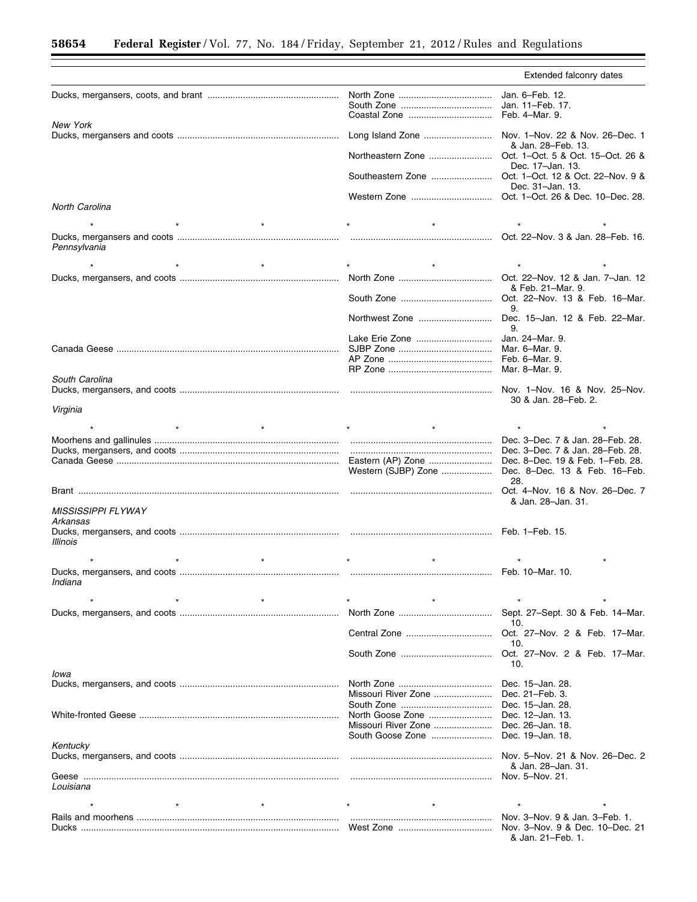| | | Extended falconry dates |
|---|---|---|
| Ducks, mergansers, coots, and brant | North Zone | Jan. 6–Feb. 12. |
| | South Zone | Jan. 11–Feb. 17. |
| | Coastal Zone | Feb. 4–Mar. 9. |
| *New York* | | |
| Ducks, mergansers and coots | Long Island Zone | Nov. 1–Nov. 22 & Nov. 26–Dec. 1 & Jan. 28–Feb. 13. |
| | Northeastern Zone | Oct. 1–Oct. 5 & Oct. 15–Oct. 26 & Dec. 17–Jan. 13. |
| | Southeastern Zone | Oct. 1–Oct. 12 & Oct. 22–Nov. 9 & Dec. 31–Jan. 13. |
| | Western Zone | Oct. 1–Oct. 26 & Dec. 10–Dec. 28. |
| *North Carolina* | | |
| * * * | * * | * * |
| Ducks, mergansers and coots | | Oct. 22–Nov. 3 & Jan. 28–Feb. 16. |
| *Pennsylvania* | | |
| * * * | * * | * * |
| Ducks, mergansers, and coots | North Zone | Oct. 22–Nov. 12 & Jan. 7–Jan. 12 & Feb. 21–Mar. 9. |
| | South Zone | Oct. 22–Nov. 13 & Feb. 16–Mar. 9. |
| | Northwest Zone | Dec. 15–Jan. 12 & Feb. 22–Mar. 9. |
| | Lake Erie Zone | Jan. 24–Mar. 9. |
| Canada Geese | SJBP Zone | Mar. 6–Mar. 9. |
| | AP Zone | Feb. 6–Mar. 9. |
| | RP Zone | Mar. 8–Mar. 9. |
| *South Carolina* | | |
| Ducks, mergansers, and coots | | Nov. 1–Nov. 16 & Nov. 25–Nov. 30 & Jan. 28–Feb. 2. |
| *Virginia* | | |
| * * * | * * | * * |
| Moorhens and gallinules | | Dec. 3–Dec. 7 & Jan. 28–Feb. 28. |
| Ducks, mergansers, and coots | | Dec. 3–Dec. 7 & Jan. 28–Feb. 28. |
| Canada Geese | Eastern (AP) Zone | Dec. 8–Dec. 19 & Feb. 1–Feb. 28. |
| | Western (SJBP) Zone | Dec. 8–Dec. 13 & Feb. 16–Feb. 28. |
| Brant | | Oct. 4–Nov. 16 & Nov. 26–Dec. 7 & Jan. 28–Jan. 31. |
| *MISSISSIPPI FLYWAY* | | |
| *Arkansas* | | |
| Ducks, mergansers, and coots | | Feb. 1–Feb. 15. |
| *Illinois* | | |
| * * * | * * | * * |
| Ducks, mergansers, and coots | | Feb. 10–Mar. 10. |
| *Indiana* | | |
| * * * | * * | * * |
| Ducks, mergansers, and coots | North Zone | Sept. 27–Sept. 30 & Feb. 14–Mar. 10. |
| | Central Zone | Oct. 27–Nov. 2 & Feb. 17–Mar. 10. |
| | South Zone | Oct. 27–Nov. 2 & Feb. 17–Mar. 10. |
| *Iowa* | | |
| Ducks, mergansers, and coots | North Zone | Dec. 15–Jan. 28. |
| | Missouri River Zone | Dec. 21–Feb. 3. |
| | South Zone | Dec. 15–Jan. 28. |
| White-fronted Geese | North Goose Zone | Dec. 12–Jan. 13. |
| | Missouri River Zone | Dec. 26–Jan. 18. |
| | South Goose Zone | Dec. 19–Jan. 18. |
| *Kentucky* | | |
| Ducks, mergansers, and coots | | Nov. 5–Nov. 21 & Nov. 26–Dec. 2 & Jan. 28–Jan. 31. |
| Geese | | Nov. 5–Nov. 21. |
| *Louisiana* | | |
| * * * | * * | * * |
| Rails and moorhens | | Nov. 3–Nov. 9 & Jan. 3–Feb. 1. |
| Ducks | West Zone | Nov. 3–Nov. 9 & Dec. 10–Dec. 21 & Jan. 21–Feb. 1. |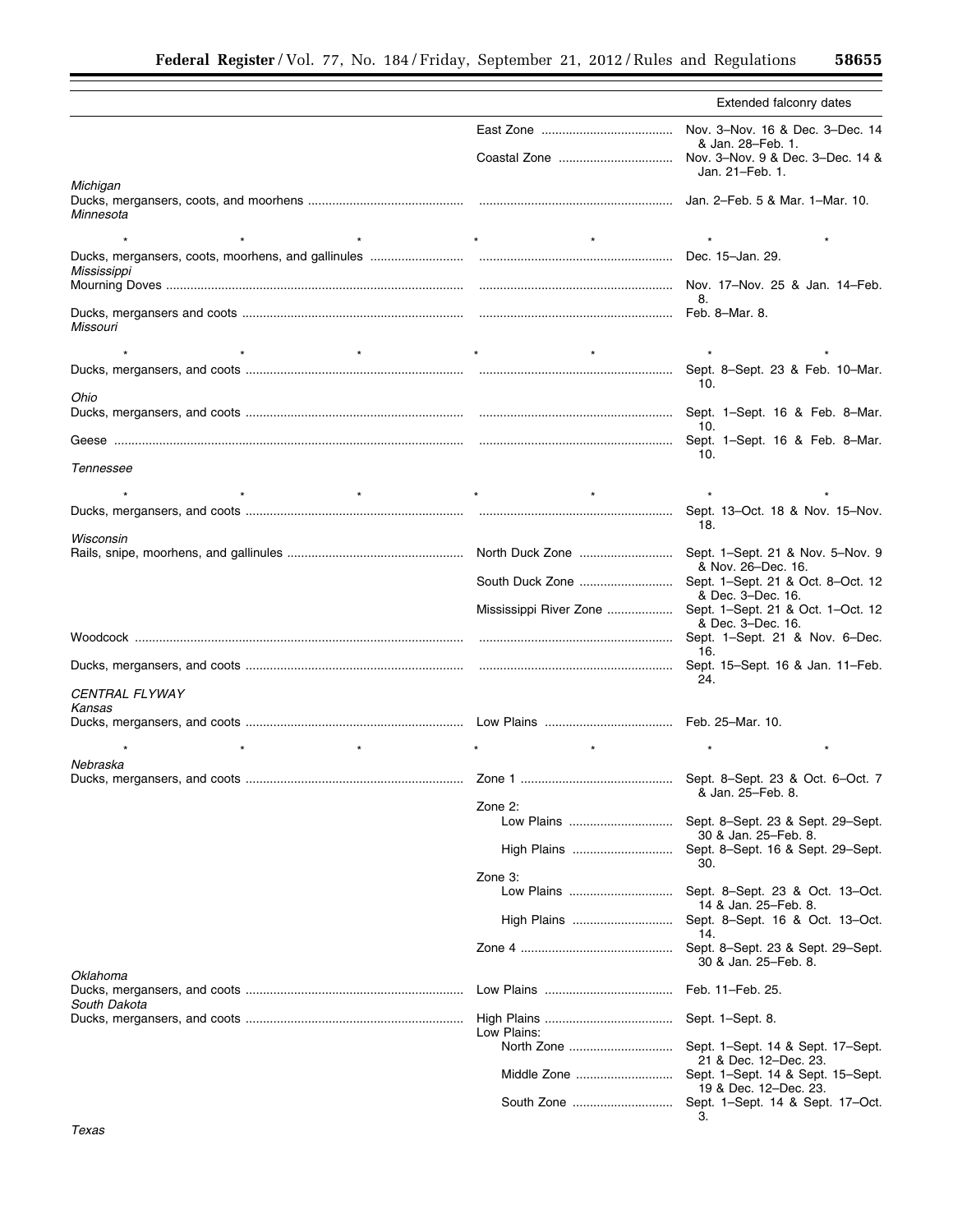| | | Extended falconry dates |
|---|---|---|
| | East Zone | Nov. 3–Nov. 16 & Dec. 3–Dec. 14 & Jan. 28–Feb. 1. |
| | Coastal Zone | Nov. 3–Nov. 9 & Dec. 3–Dec. 14 & Jan. 21–Feb. 1. |
| *Michigan* | | |
| Ducks, mergansers, coots, and moorhens | | Jan. 2–Feb. 5 & Mar. 1–Mar. 10. |
| *Minnesota* | | |
| * * * | * * | * * |
| Ducks, mergansers, coots, moorhens, and gallinules | | Dec. 15–Jan. 29. |
| *Mississippi* | | |
| Mourning Doves | | Nov. 17–Nov. 25 & Jan. 14–Feb. 8. |
| Ducks, mergansers and coots | | Feb. 8–Mar. 8. |
| *Missouri* | | |
| * * * | * * | * * |
| Ducks, mergansers, and coots | | Sept. 8–Sept. 23 & Feb. 10–Mar. 10. |
| *Ohio* | | |
| Ducks, mergansers, and coots | | Sept. 1–Sept. 16 & Feb. 8–Mar. 10. |
| Geese | | Sept. 1–Sept. 16 & Feb. 8–Mar. 10. |
| *Tennessee* | | |
| * * * | * * | * * |
| Ducks, mergansers, and coots | | Sept. 13–Oct. 18 & Nov. 15–Nov. 18. |
| *Wisconsin* | | |
| Rails, snipe, moorhens, and gallinules | North Duck Zone | Sept. 1–Sept. 21 & Nov. 5–Nov. 9 & Nov. 26–Dec. 16. |
| | South Duck Zone | Sept. 1–Sept. 21 & Oct. 8–Oct. 12 & Dec. 3–Dec. 16. |
| | Mississippi River Zone | Sept. 1–Sept. 21 & Oct. 1–Oct. 12 & Dec. 3–Dec. 16. |
| Woodcock | | Sept. 1–Sept. 21 & Nov. 6–Dec. 16. |
| Ducks, mergansers, and coots | | Sept. 15–Sept. 16 & Jan. 11–Feb. 24. |
| *CENTRAL FLYWAY* | | |
| *Kansas* | | |
| Ducks, mergansers, and coots | Low Plains | Feb. 25–Mar. 10. |
| * * * | * * | * * |
| *Nebraska* | | |
| Ducks, mergansers, and coots | Zone 1 | Sept. 8–Sept. 23 & Oct. 6–Oct. 7 & Jan. 25–Feb. 8. |
| | Zone 2: | |
| | Low Plains | Sept. 8–Sept. 23 & Sept. 29–Sept. 30 & Jan. 25–Feb. 8. |
| | High Plains | Sept. 8–Sept. 16 & Sept. 29–Sept. 30. |
| | Zone 3: | |
| | Low Plains | Sept. 8–Sept. 23 & Oct. 13–Oct. 14 & Jan. 25–Feb. 8. |
| | High Plains | Sept. 8–Sept. 16 & Oct. 13–Oct. 14. |
| | Zone 4 | Sept. 8–Sept. 23 & Sept. 29–Sept. 30 & Jan. 25–Feb. 8. |
| *Oklahoma* | | |
| Ducks, mergansers, and coots | Low Plains | Feb. 11–Feb. 25. |
| *South Dakota* | | |
| Ducks, mergansers, and coots | High Plains | Sept. 1–Sept. 8. |
| | Low Plains: | |
| | North Zone | Sept. 1–Sept. 14 & Sept. 17–Sept. 21 & Dec. 12–Dec. 23. |
| | Middle Zone | Sept. 1–Sept. 14 & Sept. 15–Sept. 19 & Dec. 12–Dec. 23. |
| | South Zone | Sept. 1–Sept. 14 & Sept. 17–Oct. 3. |
| *Texas* | | |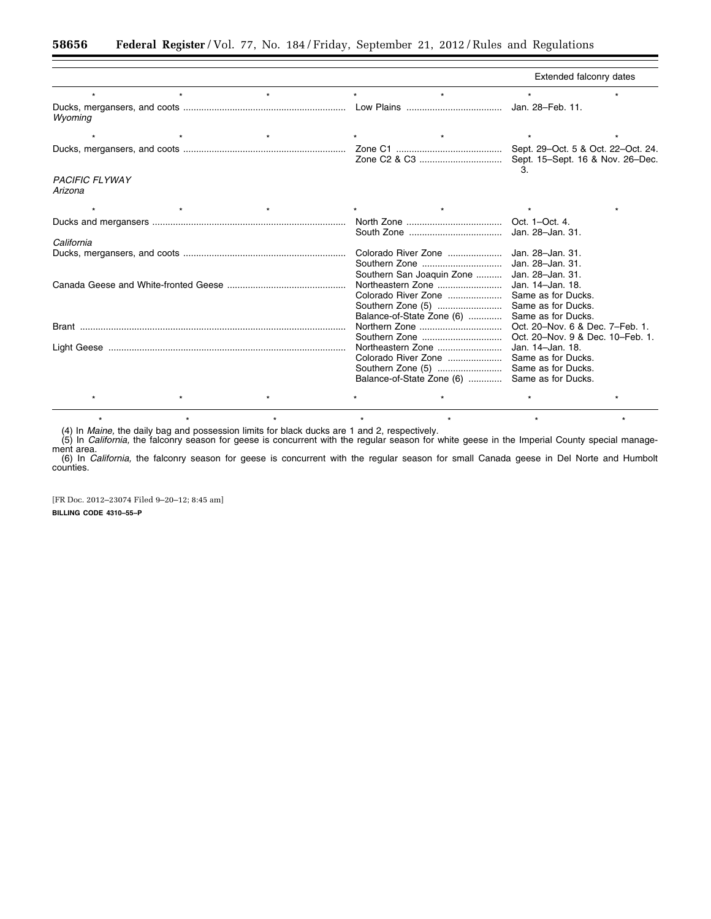| | | Extended falconry dates |
|---|---|---|
| * * * | * * | * * |
| Ducks, mergansers, and coots | Low Plains | Jan. 28–Feb. 11. |
| *Wyoming* | | |
| * * * | * * | * * |
| Ducks, mergansers, and coots | Zone C1 | Sept. 29–Oct. 5 & Oct. 22–Oct. 24. |
| | Zone C2 & C3 | Sept. 15–Sept. 16 & Nov. 26–Dec. 3. |
| *PACIFIC FLYWAY* | | |
| *Arizona* | | |
| * * * | * * | * * |
| Ducks and mergansers | North Zone | Oct. 1–Oct. 4. |
| | South Zone | Jan. 28–Jan. 31. |
| *California* | | |
| Ducks, mergansers, and coots | Colorado River Zone | Jan. 28–Jan. 31. |
| | Southern Zone | Jan. 28–Jan. 31. |
| | Southern San Joaquin Zone | Jan. 28–Jan. 31. |
| Canada Geese and White-fronted Geese | Northeastern Zone | Jan. 14–Jan. 18. |
| | Colorado River Zone | Same as for Ducks. |
| | Southern Zone (5) | Same as for Ducks. |
| | Balance-of-State Zone (6) | Same as for Ducks. |
| Brant | Northern Zone | Oct. 20–Nov. 6 & Dec. 7–Feb. 1. |
| | Southern Zone | Oct. 20–Nov. 9 & Dec. 10–Feb. 1. |
| Light Geese | Northeastern Zone | Jan. 14–Jan. 18. |
| | Colorado River Zone | Same as for Ducks. |
| | Southern Zone (5) | Same as for Ducks. |
| | Balance-of-State Zone (6) | Same as for Ducks. |
| * * * | * * | * * |

\* \* \* \* \* \* \*

(4) In *Maine,* the daily bag and possession limits for black ducks are 1 and 2, respectively.

(5) In *California,* the falconry season for geese is concurrent with the regular season for white geese in the Imperial County special management area.

(6) In *California,* the falconry season for geese is concurrent with the regular season for small Canada geese in Del Norte and Humbolt counties.

[FR Doc. 2012–23074 Filed 9–20–12; 8:45 am]

**BILLING CODE 4310–55–P**